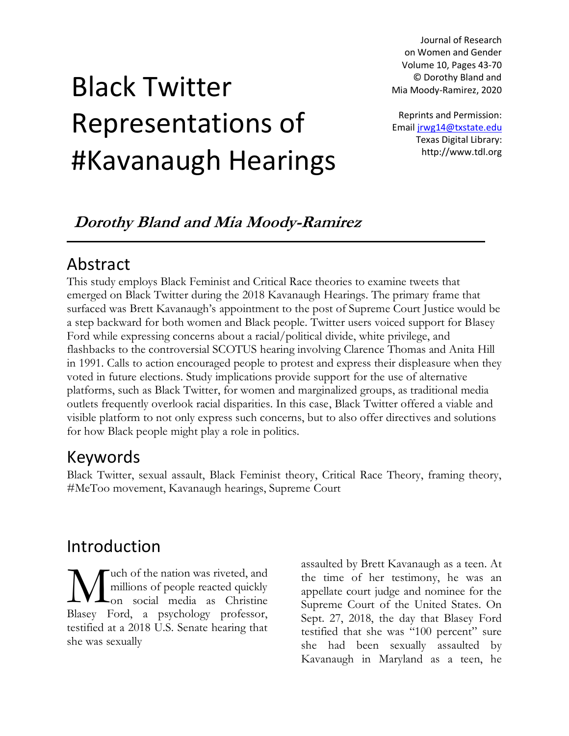# Black Twitter Representations of #Kavanaugh Hearings

Journal of Research on Women and Gender
Volume 10, Pages 43-70
© Dorothy Bland and Mia Moody-Ramirez, 2020

Reprints and Permission: Email jrwg14@txstate.edu
Texas Digital Library: http://www.tdl.org

***Dorothy Bland and Mia Moody-Ramirez***

## Abstract

This study employs Black Feminist and Critical Race theories to examine tweets that emerged on Black Twitter during the 2018 Kavanaugh Hearings. The primary frame that surfaced was Brett Kavanaugh's appointment to the post of Supreme Court Justice would be a step backward for both women and Black people. Twitter users voiced support for Blasey Ford while expressing concerns about a racial/political divide, white privilege, and flashbacks to the controversial SCOTUS hearing involving Clarence Thomas and Anita Hill in 1991. Calls to action encouraged people to protest and express their displeasure when they voted in future elections. Study implications provide support for the use of alternative platforms, such as Black Twitter, for women and marginalized groups, as traditional media outlets frequently overlook racial disparities. In this case, Black Twitter offered a viable and visible platform to not only express such concerns, but to also offer directives and solutions for how Black people might play a role in politics.

## Keywords

Black Twitter, sexual assault, Black Feminist theory, Critical Race Theory, framing theory, #MeToo movement, Kavanaugh hearings, Supreme Court

## Introduction

Much of the nation was riveted, and millions of people reacted quickly on social media as Christine Blasey Ford, a psychology professor, testified at a 2018 U.S. Senate hearing that she was sexually assaulted by Brett Kavanaugh as a teen. At the time of her testimony, he was an appellate court judge and nominee for the Supreme Court of the United States. On Sept. 27, 2018, the day that Blasey Ford testified that she was "100 percent" sure she had been sexually assaulted by Kavanaugh in Maryland as a teen, he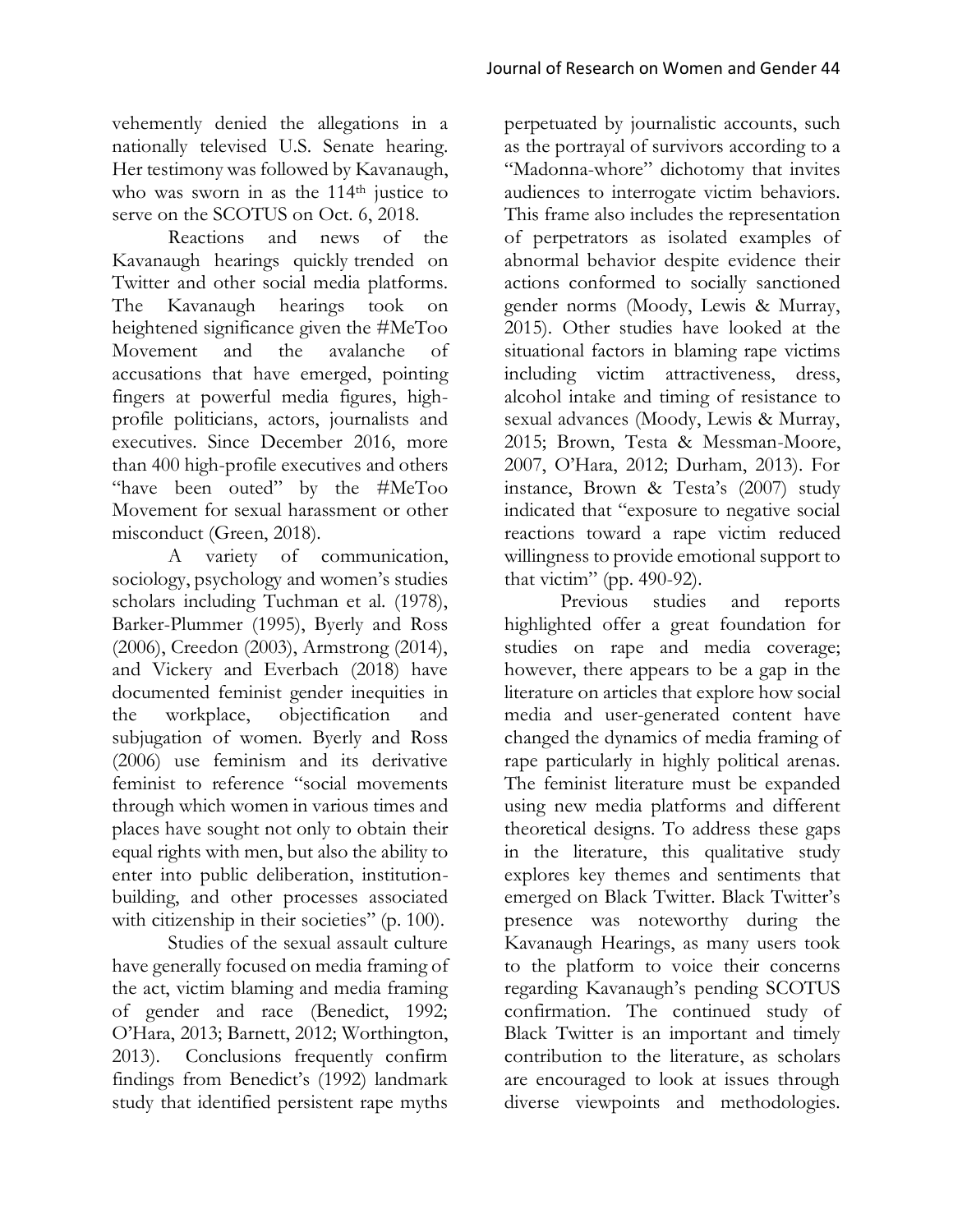vehemently denied the allegations in a nationally televised U.S. Senate hearing. Her testimony was followed by Kavanaugh, who was sworn in as the 114th justice to serve on the SCOTUS on Oct. 6, 2018.

Reactions and news of the Kavanaugh hearings quickly trended on Twitter and other social media platforms. The Kavanaugh hearings took on heightened significance given the #MeToo Movement and the avalanche of accusations that have emerged, pointing fingers at powerful media figures, high-profile politicians, actors, journalists and executives. Since December 2016, more than 400 high-profile executives and others "have been outed" by the #MeToo Movement for sexual harassment or other misconduct (Green, 2018).

A variety of communication, sociology, psychology and women's studies scholars including Tuchman et al. (1978), Barker-Plummer (1995), Byerly and Ross (2006), Creedon (2003), Armstrong (2014), and Vickery and Everbach (2018) have documented feminist gender inequities in the workplace, objectification and subjugation of women. Byerly and Ross (2006) use feminism and its derivative feminist to reference "social movements through which women in various times and places have sought not only to obtain their equal rights with men, but also the ability to enter into public deliberation, institution-building, and other processes associated with citizenship in their societies" (p. 100).

Studies of the sexual assault culture have generally focused on media framing of the act, victim blaming and media framing of gender and race (Benedict, 1992; O'Hara, 2013; Barnett, 2012; Worthington, 2013). Conclusions frequently confirm findings from Benedict's (1992) landmark study that identified persistent rape myths perpetuated by journalistic accounts, such as the portrayal of survivors according to a "Madonna-whore" dichotomy that invites audiences to interrogate victim behaviors. This frame also includes the representation of perpetrators as isolated examples of abnormal behavior despite evidence their actions conformed to socially sanctioned gender norms (Moody, Lewis & Murray, 2015). Other studies have looked at the situational factors in blaming rape victims including victim attractiveness, dress, alcohol intake and timing of resistance to sexual advances (Moody, Lewis & Murray, 2015; Brown, Testa & Messman-Moore, 2007, O'Hara, 2012; Durham, 2013). For instance, Brown & Testa's (2007) study indicated that "exposure to negative social reactions toward a rape victim reduced willingness to provide emotional support to that victim" (pp. 490-92).

Previous studies and reports highlighted offer a great foundation for studies on rape and media coverage; however, there appears to be a gap in the literature on articles that explore how social media and user-generated content have changed the dynamics of media framing of rape particularly in highly political arenas. The feminist literature must be expanded using new media platforms and different theoretical designs. To address these gaps in the literature, this qualitative study explores key themes and sentiments that emerged on Black Twitter. Black Twitter's presence was noteworthy during the Kavanaugh Hearings, as many users took to the platform to voice their concerns regarding Kavanaugh's pending SCOTUS confirmation. The continued study of Black Twitter is an important and timely contribution to the literature, as scholars are encouraged to look at issues through diverse viewpoints and methodologies.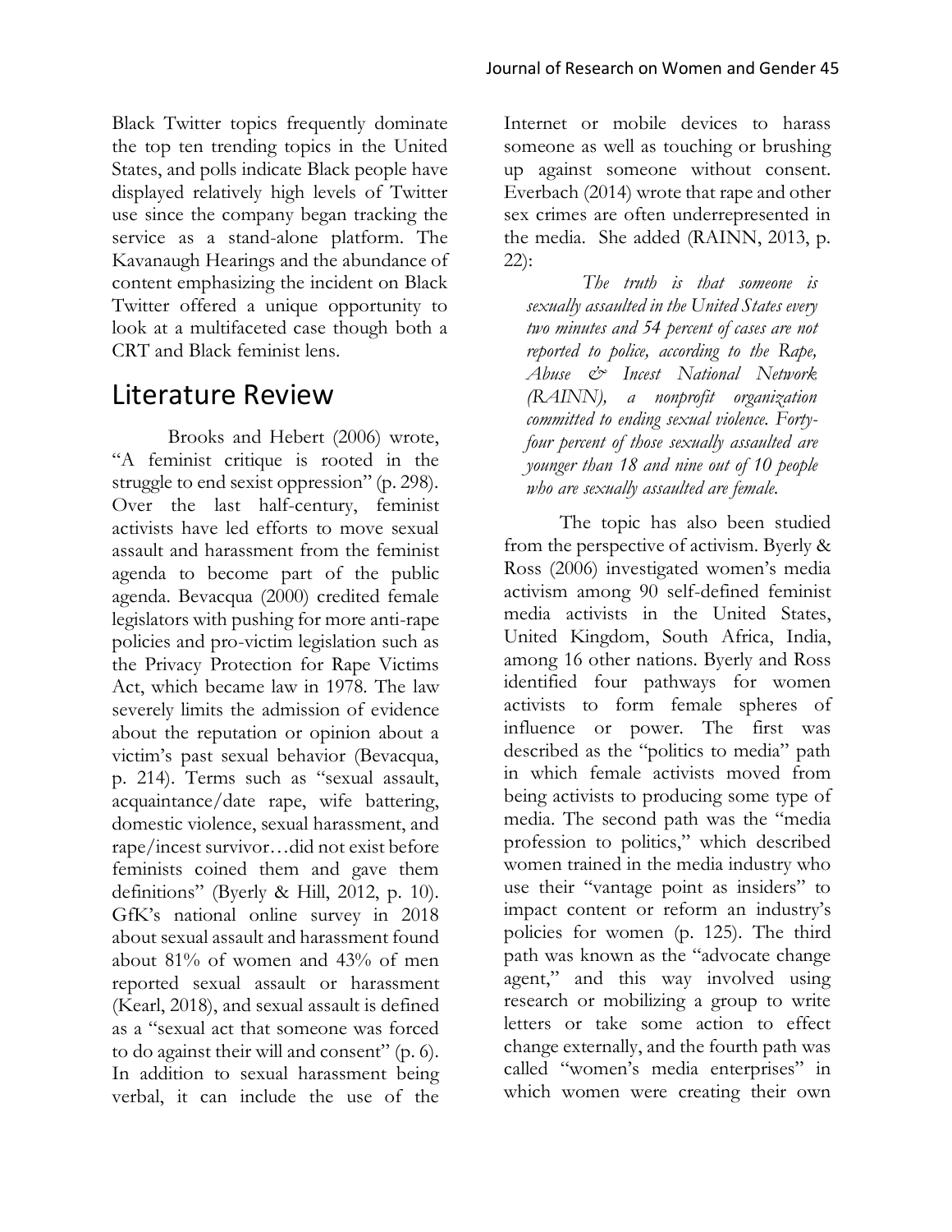Black Twitter topics frequently dominate the top ten trending topics in the United States, and polls indicate Black people have displayed relatively high levels of Twitter use since the company began tracking the service as a stand-alone platform. The Kavanaugh Hearings and the abundance of content emphasizing the incident on Black Twitter offered a unique opportunity to look at a multifaceted case though both a CRT and Black feminist lens.

## Literature Review

Brooks and Hebert (2006) wrote, "A feminist critique is rooted in the struggle to end sexist oppression" (p. 298). Over the last half-century, feminist activists have led efforts to move sexual assault and harassment from the feminist agenda to become part of the public agenda. Bevacqua (2000) credited female legislators with pushing for more anti-rape policies and pro-victim legislation such as the Privacy Protection for Rape Victims Act, which became law in 1978. The law severely limits the admission of evidence about the reputation or opinion about a victim's past sexual behavior (Bevacqua, p. 214). Terms such as "sexual assault, acquaintance/date rape, wife battering, domestic violence, sexual harassment, and rape/incest survivor…did not exist before feminists coined them and gave them definitions" (Byerly & Hill, 2012, p. 10). GfK's national online survey in 2018 about sexual assault and harassment found about 81% of women and 43% of men reported sexual assault or harassment (Kearl, 2018), and sexual assault is defined as a "sexual act that someone was forced to do against their will and consent" (p. 6). In addition to sexual harassment being verbal, it can include the use of the Internet or mobile devices to harass someone as well as touching or brushing up against someone without consent. Everbach (2014) wrote that rape and other sex crimes are often underrepresented in the media. She added (RAINN, 2013, p. 22):

> *The truth is that someone is sexually assaulted in the United States every two minutes and 54 percent of cases are not reported to police, according to the Rape, Abuse & Incest National Network (RAINN), a nonprofit organization committed to ending sexual violence. Forty-four percent of those sexually assaulted are younger than 18 and nine out of 10 people who are sexually assaulted are female.*

The topic has also been studied from the perspective of activism. Byerly & Ross (2006) investigated women's media activism among 90 self-defined feminist media activists in the United States, United Kingdom, South Africa, India, among 16 other nations. Byerly and Ross identified four pathways for women activists to form female spheres of influence or power. The first was described as the "politics to media" path in which female activists moved from being activists to producing some type of media. The second path was the "media profession to politics," which described women trained in the media industry who use their "vantage point as insiders" to impact content or reform an industry's policies for women (p. 125). The third path was known as the "advocate change agent," and this way involved using research or mobilizing a group to write letters or take some action to effect change externally, and the fourth path was called "women's media enterprises" in which women were creating their own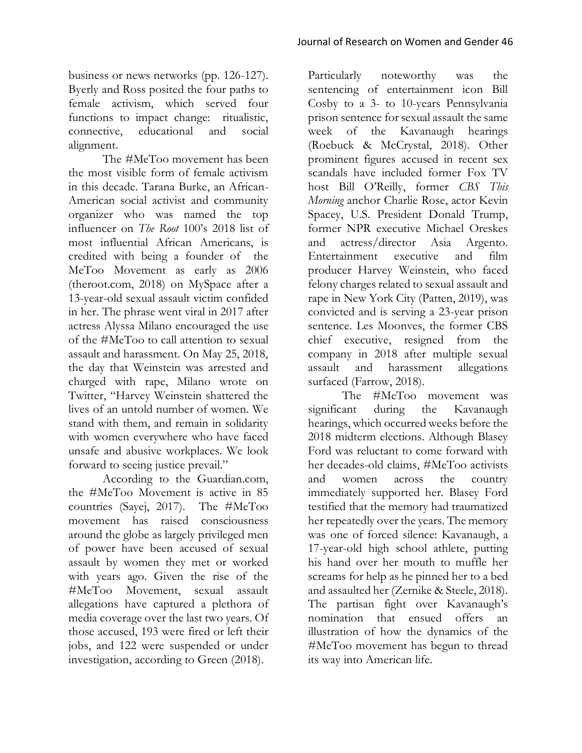business or news networks (pp. 126-127). Byerly and Ross posited the four paths to female activism, which served four functions to impact change: ritualistic, connective, educational and social alignment.

The #MeToo movement has been the most visible form of female activism in this decade. Tarana Burke, an African-American social activist and community organizer who was named the top influencer on *The Root* 100's 2018 list of most influential African Americans, is credited with being a founder of the MeToo Movement as early as 2006 (theroot.com, 2018) on MySpace after a 13-year-old sexual assault victim confided in her. The phrase went viral in 2017 after actress Alyssa Milano encouraged the use of the #MeToo to call attention to sexual assault and harassment. On May 25, 2018, the day that Weinstein was arrested and charged with rape, Milano wrote on Twitter, "Harvey Weinstein shattered the lives of an untold number of women. We stand with them, and remain in solidarity with women everywhere who have faced unsafe and abusive workplaces. We look forward to seeing justice prevail."

According to the Guardian.com, the #MeToo Movement is active in 85 countries (Sayej, 2017). The #MeToo movement has raised consciousness around the globe as largely privileged men of power have been accused of sexual assault by women they met or worked with years ago. Given the rise of the #MeToo Movement, sexual assault allegations have captured a plethora of media coverage over the last two years. Of those accused, 193 were fired or left their jobs, and 122 were suspended or under investigation, according to Green (2018).

Particularly noteworthy was the sentencing of entertainment icon Bill Cosby to a 3- to 10-years Pennsylvania prison sentence for sexual assault the same week of the Kavanaugh hearings (Roebuck & McCrystal, 2018). Other prominent figures accused in recent sex scandals have included former Fox TV host Bill O'Reilly, former *CBS This Morning* anchor Charlie Rose, actor Kevin Spacey, U.S. President Donald Trump, former NPR executive Michael Oreskes and actress/director Asia Argento. Entertainment executive and film producer Harvey Weinstein, who faced felony charges related to sexual assault and rape in New York City (Patten, 2019), was convicted and is serving a 23-year prison sentence. Les Moonves, the former CBS chief executive, resigned from the company in 2018 after multiple sexual assault and harassment allegations surfaced (Farrow, 2018).

The #MeToo movement was significant during the Kavanaugh hearings, which occurred weeks before the 2018 midterm elections. Although Blasey Ford was reluctant to come forward with her decades-old claims, #MeToo activists and women across the country immediately supported her. Blasey Ford testified that the memory had traumatized her repeatedly over the years. The memory was one of forced silence: Kavanaugh, a 17-year-old high school athlete, putting his hand over her mouth to muffle her screams for help as he pinned her to a bed and assaulted her (Zernike & Steele, 2018). The partisan fight over Kavanaugh's nomination that ensued offers an illustration of how the dynamics of the #MeToo movement has begun to thread its way into American life.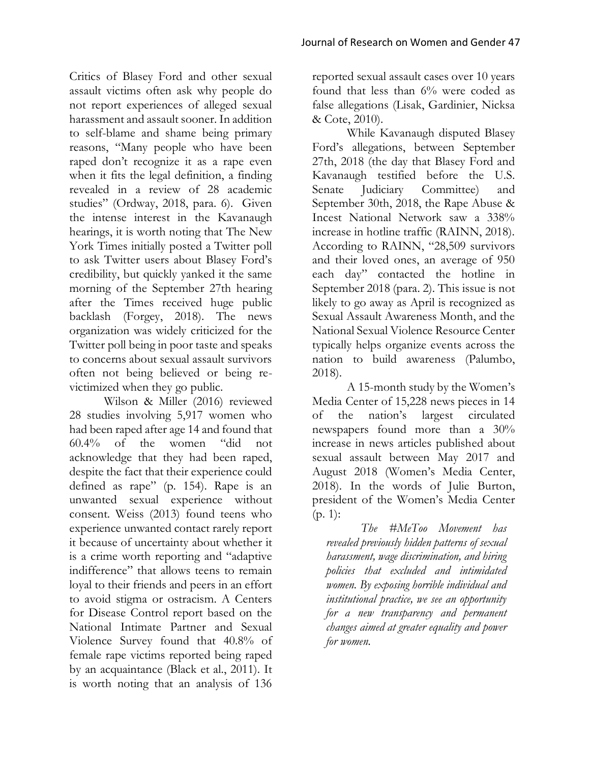Critics of Blasey Ford and other sexual assault victims often ask why people do not report experiences of alleged sexual harassment and assault sooner. In addition to self-blame and shame being primary reasons, "Many people who have been raped don't recognize it as a rape even when it fits the legal definition, a finding revealed in a review of 28 academic studies" (Ordway, 2018, para. 6). Given the intense interest in the Kavanaugh hearings, it is worth noting that The New York Times initially posted a Twitter poll to ask Twitter users about Blasey Ford's credibility, but quickly yanked it the same morning of the September 27th hearing after the Times received huge public backlash (Forgey, 2018). The news organization was widely criticized for the Twitter poll being in poor taste and speaks to concerns about sexual assault survivors often not being believed or being re-victimized when they go public.

Wilson & Miller (2016) reviewed 28 studies involving 5,917 women who had been raped after age 14 and found that 60.4% of the women "did not acknowledge that they had been raped, despite the fact that their experience could defined as rape" (p. 154). Rape is an unwanted sexual experience without consent. Weiss (2013) found teens who experience unwanted contact rarely report it because of uncertainty about whether it is a crime worth reporting and "adaptive indifference" that allows teens to remain loyal to their friends and peers in an effort to avoid stigma or ostracism. A Centers for Disease Control report based on the National Intimate Partner and Sexual Violence Survey found that 40.8% of female rape victims reported being raped by an acquaintance (Black et al., 2011). It is worth noting that an analysis of 136 reported sexual assault cases over 10 years found that less than 6% were coded as false allegations (Lisak, Gardinier, Nicksa & Cote, 2010).

While Kavanaugh disputed Blasey Ford's allegations, between September 27th, 2018 (the day that Blasey Ford and Kavanaugh testified before the U.S. Senate Judiciary Committee) and September 30th, 2018, the Rape Abuse & Incest National Network saw a 338% increase in hotline traffic (RAINN, 2018). According to RAINN, "28,509 survivors and their loved ones, an average of 950 each day" contacted the hotline in September 2018 (para. 2). This issue is not likely to go away as April is recognized as Sexual Assault Awareness Month, and the National Sexual Violence Resource Center typically helps organize events across the nation to build awareness (Palumbo, 2018).

A 15-month study by the Women's Media Center of 15,228 news pieces in 14 of the nation's largest circulated newspapers found more than a 30% increase in news articles published about sexual assault between May 2017 and August 2018 (Women's Media Center, 2018). In the words of Julie Burton, president of the Women's Media Center (p. 1):

> *The #MeToo Movement has revealed previously hidden patterns of sexual harassment, wage discrimination, and hiring policies that excluded and intimidated women. By exposing horrible individual and institutional practice, we see an opportunity for a new transparency and permanent changes aimed at greater equality and power for women.*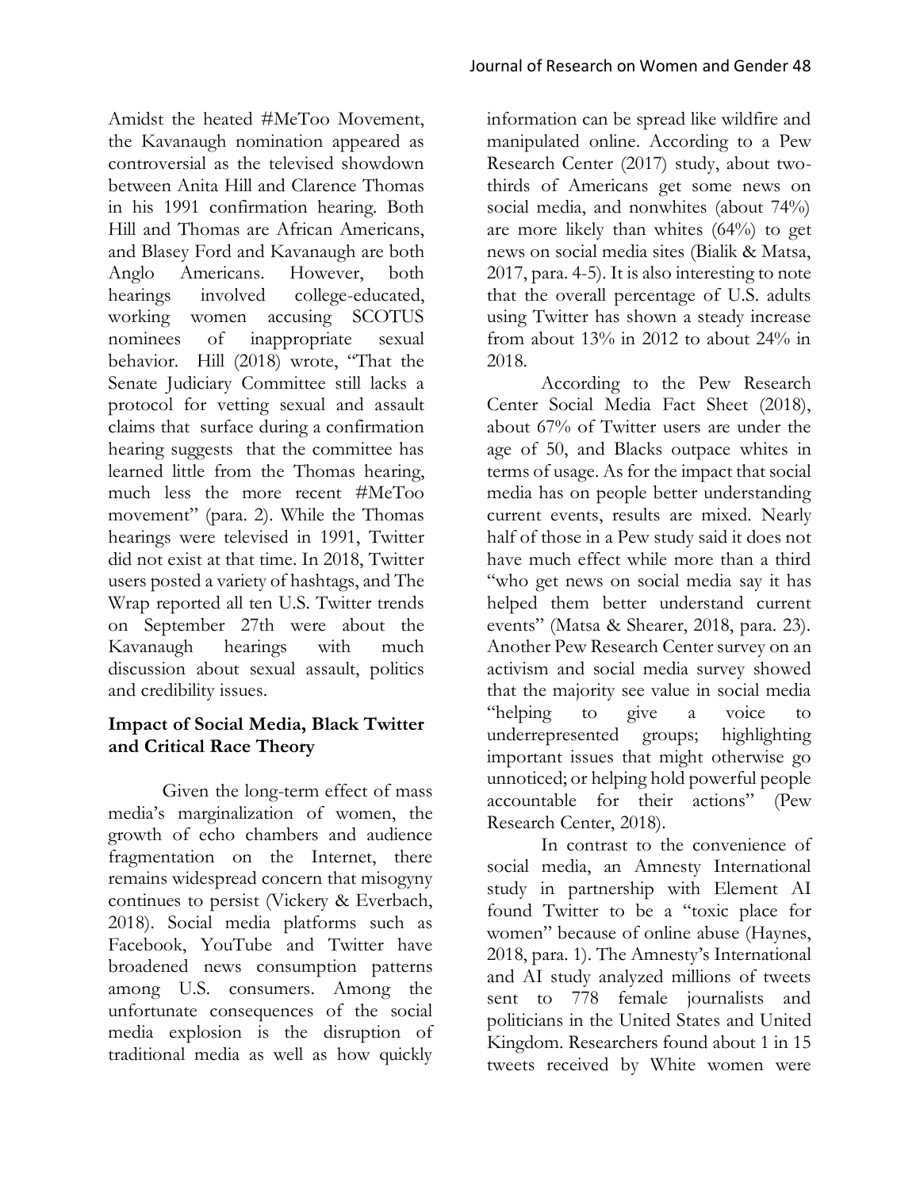Amidst the heated #MeToo Movement, the Kavanaugh nomination appeared as controversial as the televised showdown between Anita Hill and Clarence Thomas in his 1991 confirmation hearing. Both Hill and Thomas are African Americans, and Blasey Ford and Kavanaugh are both Anglo Americans. However, both hearings involved college-educated, working women accusing SCOTUS nominees of inappropriate sexual behavior. Hill (2018) wrote, "That the Senate Judiciary Committee still lacks a protocol for vetting sexual and assault claims that surface during a confirmation hearing suggests that the committee has learned little from the Thomas hearing, much less the more recent #MeToo movement" (para. 2). While the Thomas hearings were televised in 1991, Twitter did not exist at that time. In 2018, Twitter users posted a variety of hashtags, and The Wrap reported all ten U.S. Twitter trends on September 27th were about the Kavanaugh hearings with much discussion about sexual assault, politics and credibility issues.

## Impact of Social Media, Black Twitter and Critical Race Theory

Given the long-term effect of mass media's marginalization of women, the growth of echo chambers and audience fragmentation on the Internet, there remains widespread concern that misogyny continues to persist (Vickery & Everbach, 2018). Social media platforms such as Facebook, YouTube and Twitter have broadened news consumption patterns among U.S. consumers. Among the unfortunate consequences of the social media explosion is the disruption of traditional media as well as how quickly information can be spread like wildfire and manipulated online. According to a Pew Research Center (2017) study, about two-thirds of Americans get some news on social media, and nonwhites (about 74%) are more likely than whites (64%) to get news on social media sites (Bialik & Matsa, 2017, para. 4-5). It is also interesting to note that the overall percentage of U.S. adults using Twitter has shown a steady increase from about 13% in 2012 to about 24% in 2018.

According to the Pew Research Center Social Media Fact Sheet (2018), about 67% of Twitter users are under the age of 50, and Blacks outpace whites in terms of usage. As for the impact that social media has on people better understanding current events, results are mixed. Nearly half of those in a Pew study said it does not have much effect while more than a third "who get news on social media say it has helped them better understand current events" (Matsa & Shearer, 2018, para. 23). Another Pew Research Center survey on an activism and social media survey showed that the majority see value in social media "helping to give a voice to underrepresented groups; highlighting important issues that might otherwise go unnoticed; or helping hold powerful people accountable for their actions" (Pew Research Center, 2018).

In contrast to the convenience of social media, an Amnesty International study in partnership with Element AI found Twitter to be a "toxic place for women" because of online abuse (Haynes, 2018, para. 1). The Amnesty's International and AI study analyzed millions of tweets sent to 778 female journalists and politicians in the United States and United Kingdom. Researchers found about 1 in 15 tweets received by White women were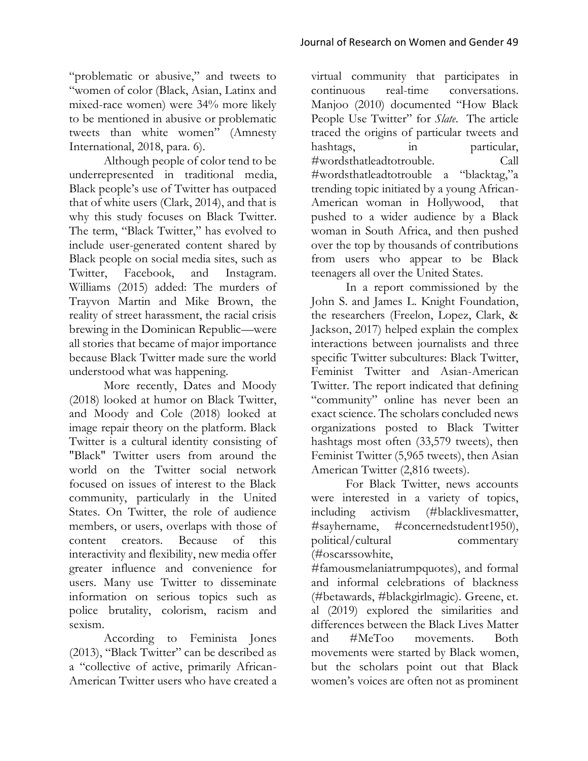"problematic or abusive," and tweets to "women of color (Black, Asian, Latinx and mixed-race women) were 34% more likely to be mentioned in abusive or problematic tweets than white women" (Amnesty International, 2018, para. 6).

Although people of color tend to be underrepresented in traditional media, Black people's use of Twitter has outpaced that of white users (Clark, 2014), and that is why this study focuses on Black Twitter. The term, "Black Twitter," has evolved to include user-generated content shared by Black people on social media sites, such as Twitter, Facebook, and Instagram. Williams (2015) added: The murders of Trayvon Martin and Mike Brown, the reality of street harassment, the racial crisis brewing in the Dominican Republic—were all stories that became of major importance because Black Twitter made sure the world understood what was happening.

More recently, Dates and Moody (2018) looked at humor on Black Twitter, and Moody and Cole (2018) looked at image repair theory on the platform. Black Twitter is a cultural identity consisting of "Black" Twitter users from around the world on the Twitter social network focused on issues of interest to the Black community, particularly in the United States. On Twitter, the role of audience members, or users, overlaps with those of content creators. Because of this interactivity and flexibility, new media offer greater influence and convenience for users. Many use Twitter to disseminate information on serious topics such as police brutality, colorism, racism and sexism.

According to Feminista Jones (2013), "Black Twitter" can be described as a "collective of active, primarily African-American Twitter users who have created a virtual community that participates in continuous real-time conversations. Manjoo (2010) documented "How Black People Use Twitter" for *Slate*. The article traced the origins of particular tweets and hashtags, in particular, #wordsthatleadtotrouble. Call #wordsthatleadtotrouble a "blacktag,"a trending topic initiated by a young African-American woman in Hollywood, that pushed to a wider audience by a Black woman in South Africa, and then pushed over the top by thousands of contributions from users who appear to be Black teenagers all over the United States.

In a report commissioned by the John S. and James L. Knight Foundation, the researchers (Freelon, Lopez, Clark, & Jackson, 2017) helped explain the complex interactions between journalists and three specific Twitter subcultures: Black Twitter, Feminist Twitter and Asian-American Twitter. The report indicated that defining "community" online has never been an exact science. The scholars concluded news organizations posted to Black Twitter hashtags most often (33,579 tweets), then Feminist Twitter (5,965 tweets), then Asian American Twitter (2,816 tweets).

For Black Twitter, news accounts were interested in a variety of topics, including activism (#blacklivesmatter, #sayhername, #concernedstudent1950), political/cultural commentary (#oscarssowhite, #famousmelaniatrumpquotes), and formal and informal celebrations of blackness (#betawards, #blackgirlmagic). Greene, et. al (2019) explored the similarities and differences between the Black Lives Matter and #MeToo movements. Both movements were started by Black women, but the scholars point out that Black women's voices are often not as prominent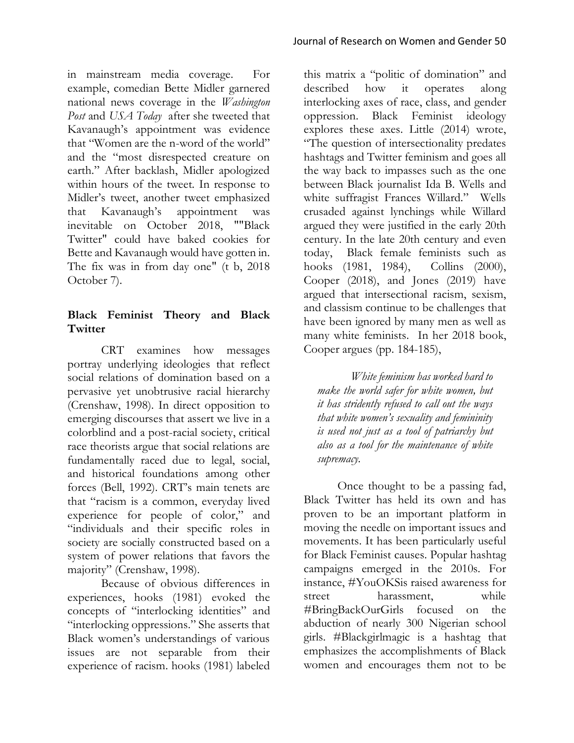in mainstream media coverage. For example, comedian Bette Midler garnered national news coverage in the *Washington Post* and *USA Today* after she tweeted that Kavanaugh's appointment was evidence that "Women are the n-word of the world" and the "most disrespected creature on earth." After backlash, Midler apologized within hours of the tweet. In response to Midler's tweet, another tweet emphasized that Kavanaugh's appointment was inevitable on October 2018, ""Black Twitter" could have baked cookies for Bette and Kavanaugh would have gotten in. The fix was in from day one" (t b, 2018 October 7).

## Black Feminist Theory and Black Twitter

CRT examines how messages portray underlying ideologies that reflect social relations of domination based on a pervasive yet unobtrusive racial hierarchy (Crenshaw, 1998). In direct opposition to emerging discourses that assert we live in a colorblind and a post-racial society, critical race theorists argue that social relations are fundamentally raced due to legal, social, and historical foundations among other forces (Bell, 1992). CRT's main tenets are that "racism is a common, everyday lived experience for people of color," and "individuals and their specific roles in society are socially constructed based on a system of power relations that favors the majority" (Crenshaw, 1998).

Because of obvious differences in experiences, hooks (1981) evoked the concepts of "interlocking identities" and "interlocking oppressions." She asserts that Black women's understandings of various issues are not separable from their experience of racism. hooks (1981) labeled this matrix a "politic of domination" and described how it operates along interlocking axes of race, class, and gender oppression. Black Feminist ideology explores these axes. Little (2014) wrote, "The question of intersectionality predates hashtags and Twitter feminism and goes all the way back to impasses such as the one between Black journalist Ida B. Wells and white suffragist Frances Willard." Wells crusaded against lynchings while Willard argued they were justified in the early 20th century. In the late 20th century and even today, Black female feminists such as hooks (1981, 1984), Collins (2000), Cooper (2018), and Jones (2019) have argued that intersectional racism, sexism, and classism continue to be challenges that have been ignored by many men as well as many white feminists. In her 2018 book, Cooper argues (pp. 184-185),

> *White feminism has worked hard to make the world safer for white women, but it has stridently refused to call out the ways that white women's sexuality and femininity is used not just as a tool of patriarchy but also as a tool for the maintenance of white supremacy.*

Once thought to be a passing fad, Black Twitter has held its own and has proven to be an important platform in moving the needle on important issues and movements. It has been particularly useful for Black Feminist causes. Popular hashtag campaigns emerged in the 2010s. For instance, #YouOKSis raised awareness for street harassment, while #BringBackOurGirls focused on the abduction of nearly 300 Nigerian school girls. #Blackgirlmagic is a hashtag that emphasizes the accomplishments of Black women and encourages them not to be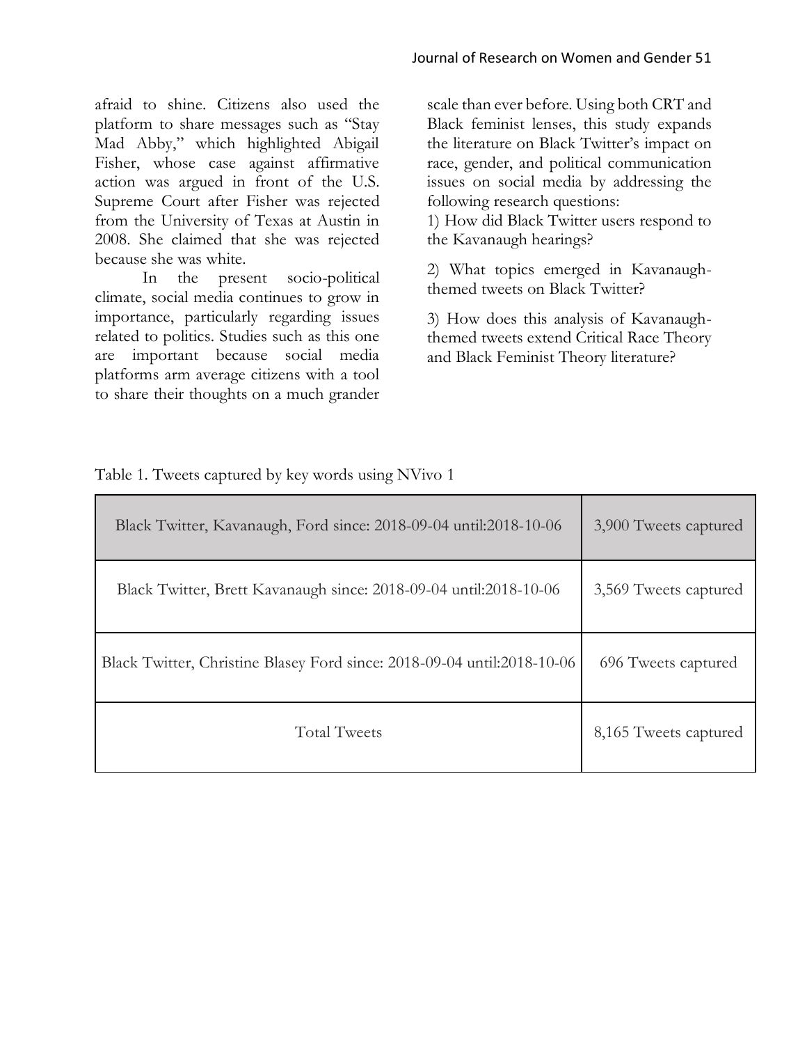afraid to shine. Citizens also used the platform to share messages such as "Stay Mad Abby," which highlighted Abigail Fisher, whose case against affirmative action was argued in front of the U.S. Supreme Court after Fisher was rejected from the University of Texas at Austin in 2008. She claimed that she was rejected because she was white.

In the present socio-political climate, social media continues to grow in importance, particularly regarding issues related to politics. Studies such as this one are important because social media platforms arm average citizens with a tool to share their thoughts on a much grander scale than ever before. Using both CRT and Black feminist lenses, this study expands the literature on Black Twitter's impact on race, gender, and political communication issues on social media by addressing the following research questions:

1) How did Black Twitter users respond to the Kavanaugh hearings?

2) What topics emerged in Kavanaugh-themed tweets on Black Twitter?

3) How does this analysis of Kavanaugh-themed tweets extend Critical Race Theory and Black Feminist Theory literature?

Table 1. Tweets captured by key words using NVivo 1

| Black Twitter, Kavanaugh, Ford since: 2018-09-04 until:2018-10-06 | 3,900 Tweets captured |
|---|---|
| Black Twitter, Brett Kavanaugh since: 2018-09-04 until:2018-10-06 | 3,569 Tweets captured |
| Black Twitter, Christine Blasey Ford since: 2018-09-04 until:2018-10-06 | 696 Tweets captured |
| Total Tweets | 8,165 Tweets captured |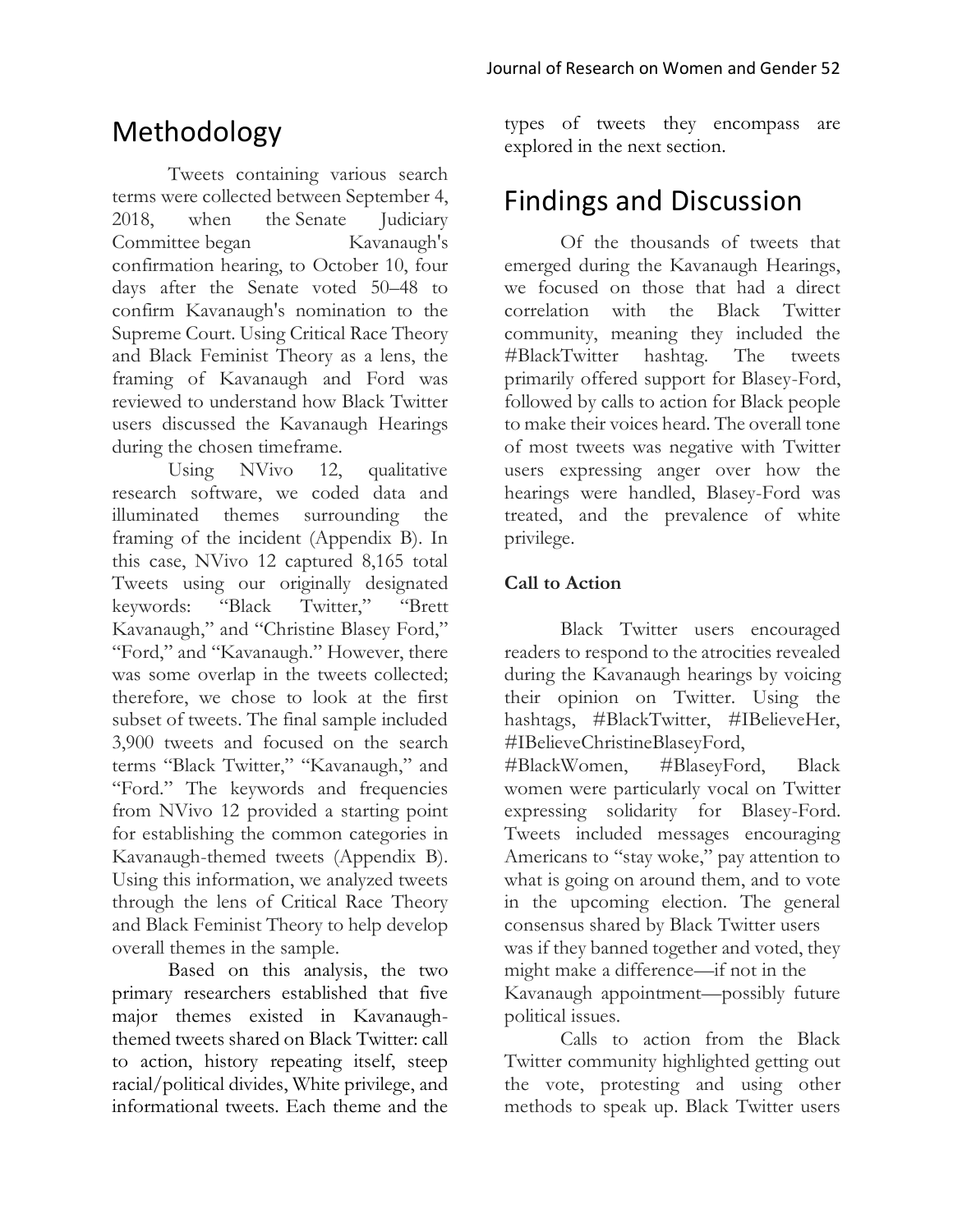## Methodology

Tweets containing various search terms were collected between September 4, 2018, when the Senate Judiciary Committee began Kavanaugh's confirmation hearing, to October 10, four days after the Senate voted 50–48 to confirm Kavanaugh's nomination to the Supreme Court. Using Critical Race Theory and Black Feminist Theory as a lens, the framing of Kavanaugh and Ford was reviewed to understand how Black Twitter users discussed the Kavanaugh Hearings during the chosen timeframe.

Using NVivo 12, qualitative research software, we coded data and illuminated themes surrounding the framing of the incident (Appendix B). In this case, NVivo 12 captured 8,165 total Tweets using our originally designated keywords: "Black Twitter," "Brett Kavanaugh," and "Christine Blasey Ford," "Ford," and "Kavanaugh." However, there was some overlap in the tweets collected; therefore, we chose to look at the first subset of tweets. The final sample included 3,900 tweets and focused on the search terms "Black Twitter," "Kavanaugh," and "Ford." The keywords and frequencies from NVivo 12 provided a starting point for establishing the common categories in Kavanaugh-themed tweets (Appendix B). Using this information, we analyzed tweets through the lens of Critical Race Theory and Black Feminist Theory to help develop overall themes in the sample.

Based on this analysis, the two primary researchers established that five major themes existed in Kavanaugh-themed tweets shared on Black Twitter: call to action, history repeating itself, steep racial/political divides, White privilege, and informational tweets. Each theme and the types of tweets they encompass are explored in the next section.

## Findings and Discussion

Of the thousands of tweets that emerged during the Kavanaugh Hearings, we focused on those that had a direct correlation with the Black Twitter community, meaning they included the #BlackTwitter hashtag. The tweets primarily offered support for Blasey-Ford, followed by calls to action for Black people to make their voices heard. The overall tone of most tweets was negative with Twitter users expressing anger over how the hearings were handled, Blasey-Ford was treated, and the prevalence of white privilege.

**Call to Action**

Black Twitter users encouraged readers to respond to the atrocities revealed during the Kavanaugh hearings by voicing their opinion on Twitter. Using the hashtags, #BlackTwitter, #IBelieveHer, #IBelieveChristineBlaseyFord, #BlackWomen, #BlaseyFord, Black women were particularly vocal on Twitter expressing solidarity for Blasey-Ford. Tweets included messages encouraging Americans to "stay woke," pay attention to what is going on around them, and to vote in the upcoming election. The general consensus shared by Black Twitter users was if they banned together and voted, they might make a difference—if not in the Kavanaugh appointment—possibly future political issues.

Calls to action from the Black Twitter community highlighted getting out the vote, protesting and using other methods to speak up. Black Twitter users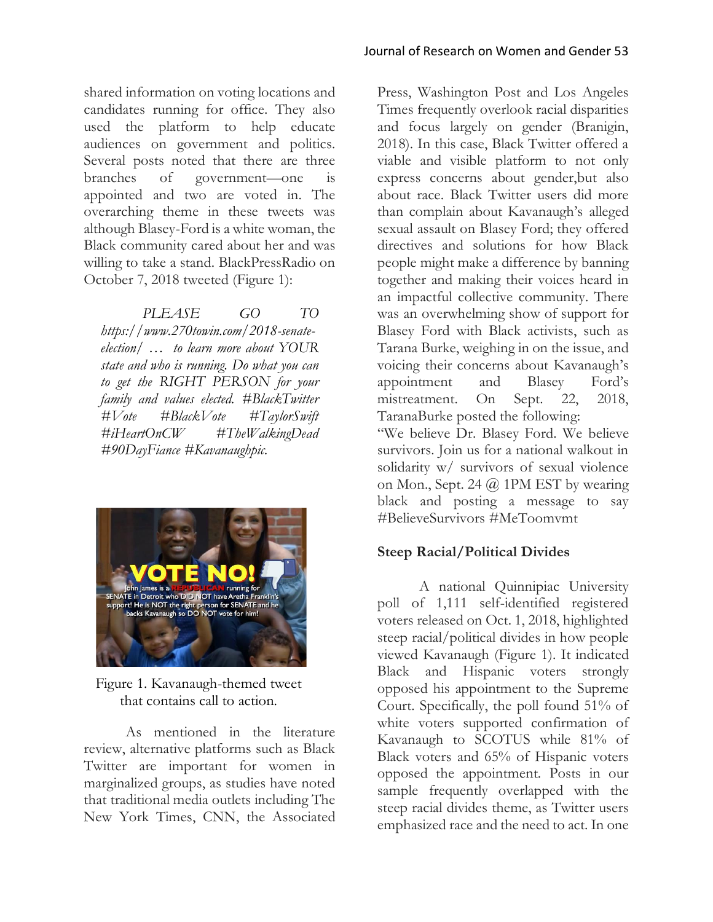shared information on voting locations and candidates running for office. They also used the platform to help educate audiences on government and politics. Several posts noted that there are three branches of government—one is appointed and two are voted in. The overarching theme in these tweets was although Blasey-Ford is a white woman, the Black community cared about her and was willing to take a stand. BlackPressRadio on October 7, 2018 tweeted (Figure 1):

> *PLEASE GO TO https://www.270towin.com/2018-senate-election/ … to learn more about YOUR state and who is running. Do what you can to get the RIGHT PERSON for your family and values elected. #BlackTwitter #Vote #BlackVote #TaylorSwift #iHeartOnCW #TheWalkingDead #90DayFiance #Kavanaughpic.*

Figure 1. Kavanaugh-themed tweet that contains call to action.

As mentioned in the literature review, alternative platforms such as Black Twitter are important for women in marginalized groups, as studies have noted that traditional media outlets including The New York Times, CNN, the Associated Press, Washington Post and Los Angeles Times frequently overlook racial disparities and focus largely on gender (Branigin, 2018). In this case, Black Twitter offered a viable and visible platform to not only express concerns about gender,but also about race. Black Twitter users did more than complain about Kavanaugh's alleged sexual assault on Blasey Ford; they offered directives and solutions for how Black people might make a difference by banning together and making their voices heard in an impactful collective community. There was an overwhelming show of support for Blasey Ford with Black activists, such as Tarana Burke, weighing in on the issue, and voicing their concerns about Kavanaugh's appointment and Blasey Ford's mistreatment. On Sept. 22, 2018, TaranaBurke posted the following:

"We believe Dr. Blasey Ford. We believe survivors. Join us for a national walkout in solidarity w/ survivors of sexual violence on Mon., Sept. 24 @ 1PM EST by wearing black and posting a message to say #BelieveSurvivors #MeToomvmt

## Steep Racial/Political Divides

A national Quinnipiac University poll of 1,111 self-identified registered voters released on Oct. 1, 2018, highlighted steep racial/political divides in how people viewed Kavanaugh (Figure 1). It indicated Black and Hispanic voters strongly opposed his appointment to the Supreme Court. Specifically, the poll found 51% of white voters supported confirmation of Kavanaugh to SCOTUS while 81% of Black voters and 65% of Hispanic voters opposed the appointment. Posts in our sample frequently overlapped with the steep racial divides theme, as Twitter users emphasized race and the need to act. In one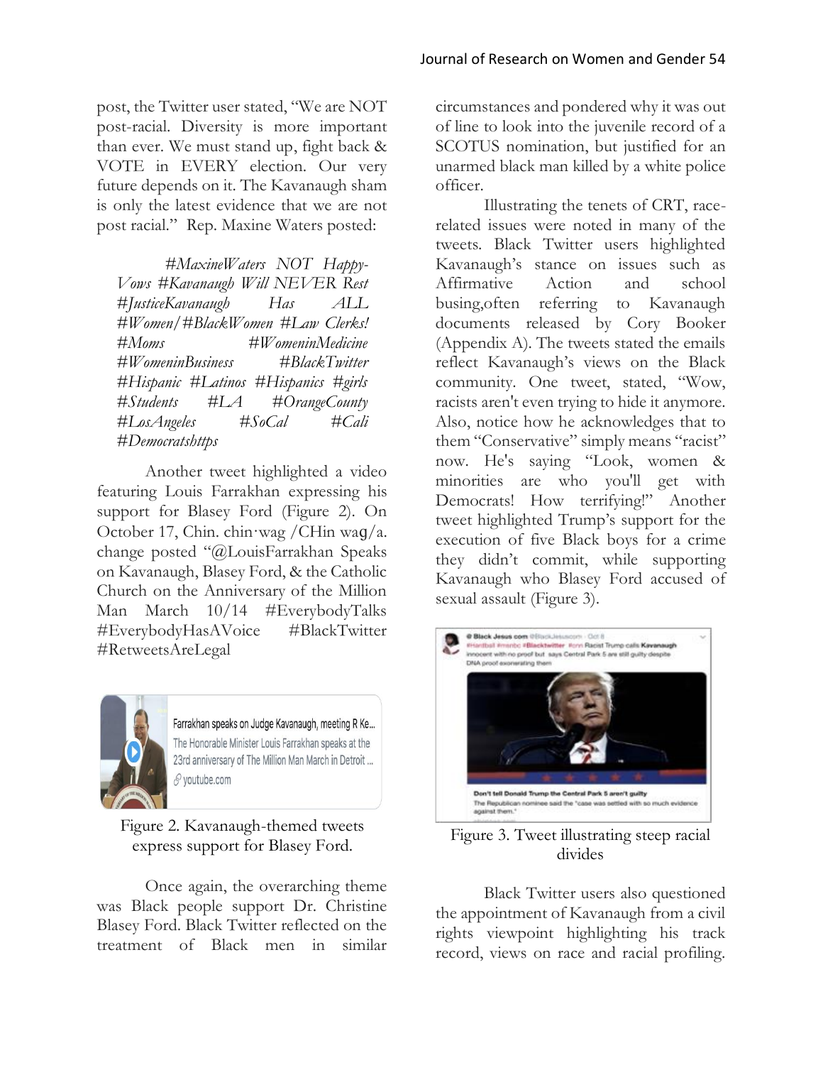post, the Twitter user stated, "We are NOT post-racial. Diversity is more important than ever. We must stand up, fight back & VOTE in EVERY election. Our very future depends on it. The Kavanaugh sham is only the latest evidence that we are not post racial." Rep. Maxine Waters posted:

> *#MaxineWaters NOT HappyVows #Kavanaugh Will NEVER Rest #JusticeKavanaugh Has ALL #Women/#BlackWomen #Law Clerks! #Moms #WomeninMedicine #WomeninBusiness #BlackTwitter #Hispanic #Latinos #Hispanics #girls #Students #LA #OrangeCounty #LosAngeles #SoCal #Cali #Democratshttps*

Another tweet highlighted a video featuring Louis Farrakhan expressing his support for Blasey Ford (Figure 2). On October 17, Chin. chin·wag /CHin waɡ/a. change posted "@LouisFarrakhan Speaks on Kavanaugh, Blasey Ford, & the Catholic Church on the Anniversary of the Million Man March 10/14 #EverybodyTalks #EverybodyHasAVoice #BlackTwitter #RetweetsAreLegal

Figure 2. Kavanaugh-themed tweets express support for Blasey Ford.

Once again, the overarching theme was Black people support Dr. Christine Blasey Ford. Black Twitter reflected on the treatment of Black men in similar circumstances and pondered why it was out of line to look into the juvenile record of a SCOTUS nomination, but justified for an unarmed black man killed by a white police officer.

Illustrating the tenets of CRT, race-related issues were noted in many of the tweets. Black Twitter users highlighted Kavanaugh's stance on issues such as Affirmative Action and school busing,often referring to Kavanaugh documents released by Cory Booker (Appendix A). The tweets stated the emails reflect Kavanaugh's views on the Black community. One tweet, stated, "Wow, racists aren't even trying to hide it anymore. Also, notice how he acknowledges that to them "Conservative" simply means "racist" now. He's saying "Look, women & minorities are who you'll get with Democrats! How terrifying!" Another tweet highlighted Trump's support for the execution of five Black boys for a crime they didn't commit, while supporting Kavanaugh who Blasey Ford accused of sexual assault (Figure 3).

Figure 3. Tweet illustrating steep racial divides

Black Twitter users also questioned the appointment of Kavanaugh from a civil rights viewpoint highlighting his track record, views on race and racial profiling.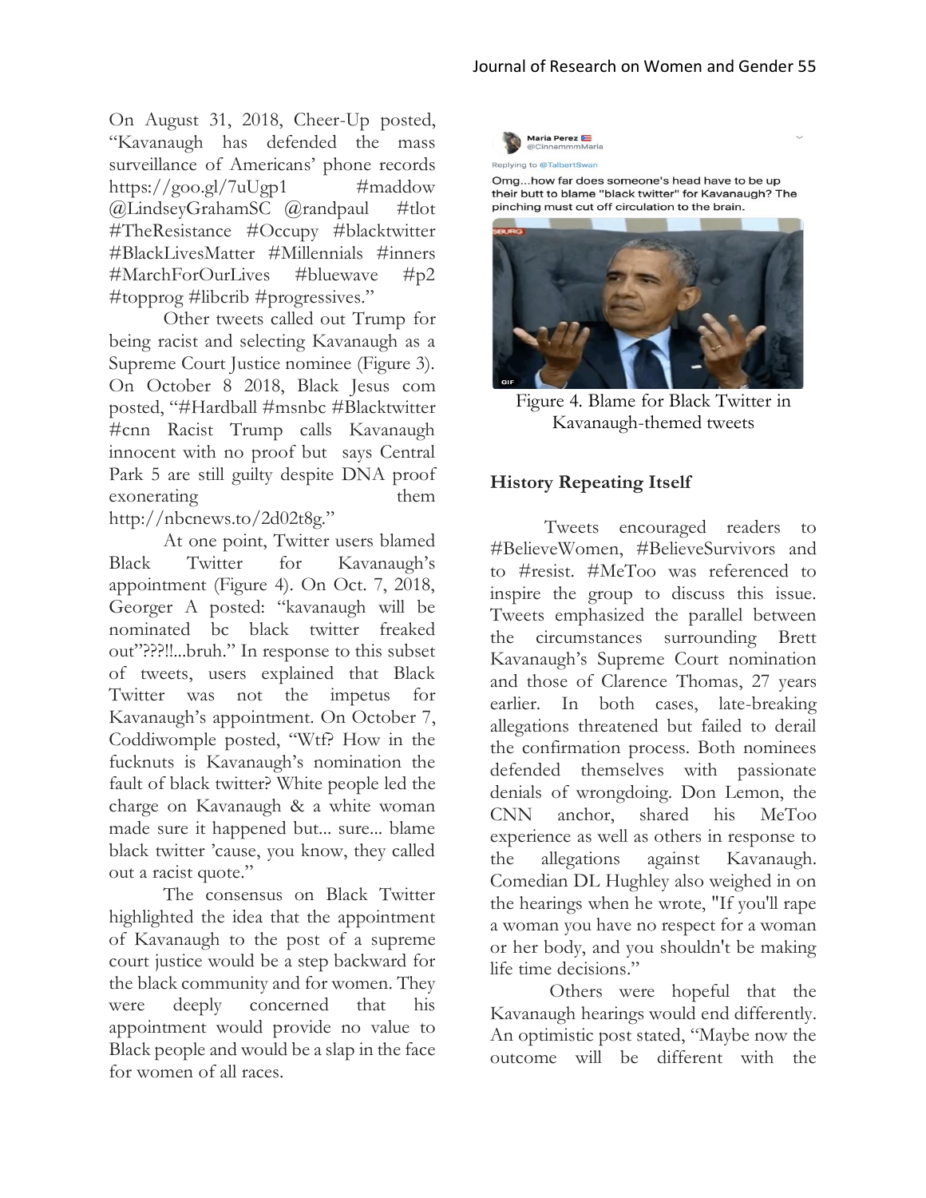On August 31, 2018, Cheer-Up posted, "Kavanaugh has defended the mass surveillance of Americans' phone records https://goo.gl/7uUgp1 #maddow @LindseyGrahamSC @randpaul #tlot #TheResistance #Occupy #blacktwitter #BlackLivesMatter #Millennials #inners #MarchForOurLives #bluewave #p2 #topprog #libcrib #progressives."

Other tweets called out Trump for being racist and selecting Kavanaugh as a Supreme Court Justice nominee (Figure 3). On October 8 2018, Black Jesus com posted, "#Hardball #msnbc #Blacktwitter #cnn Racist Trump calls Kavanaugh innocent with no proof but says Central Park 5 are still guilty despite DNA proof exonerating them http://nbcnews.to/2d02t8g."

At one point, Twitter users blamed Black Twitter for Kavanaugh's appointment (Figure 4). On Oct. 7, 2018, Georger A posted: "kavanaugh will be nominated bc black twitter freaked out"???!!...bruh." In response to this subset of tweets, users explained that Black Twitter was not the impetus for Kavanaugh's appointment. On October 7, Coddiwomple posted, "Wtf? How in the fucknuts is Kavanaugh's nomination the fault of black twitter? White people led the charge on Kavanaugh & a white woman made sure it happened but... sure... blame black twitter 'cause, you know, they called out a racist quote."

The consensus on Black Twitter highlighted the idea that the appointment of Kavanaugh to the post of a supreme court justice would be a step backward for the black community and for women. They were deeply concerned that his appointment would provide no value to Black people and would be a slap in the face for women of all races.

Figure 4. Blame for Black Twitter in Kavanaugh-themed tweets

## History Repeating Itself

Tweets encouraged readers to #BelieveWomen, #BelieveSurvivors and to #resist. #MeToo was referenced to inspire the group to discuss this issue. Tweets emphasized the parallel between the circumstances surrounding Brett Kavanaugh's Supreme Court nomination and those of Clarence Thomas, 27 years earlier. In both cases, late-breaking allegations threatened but failed to derail the confirmation process. Both nominees defended themselves with passionate denials of wrongdoing. Don Lemon, the CNN anchor, shared his MeToo experience as well as others in response to the allegations against Kavanaugh. Comedian DL Hughley also weighed in on the hearings when he wrote, "If you'll rape a woman you have no respect for a woman or her body, and you shouldn't be making life time decisions."

Others were hopeful that the Kavanaugh hearings would end differently. An optimistic post stated, "Maybe now the outcome will be different with the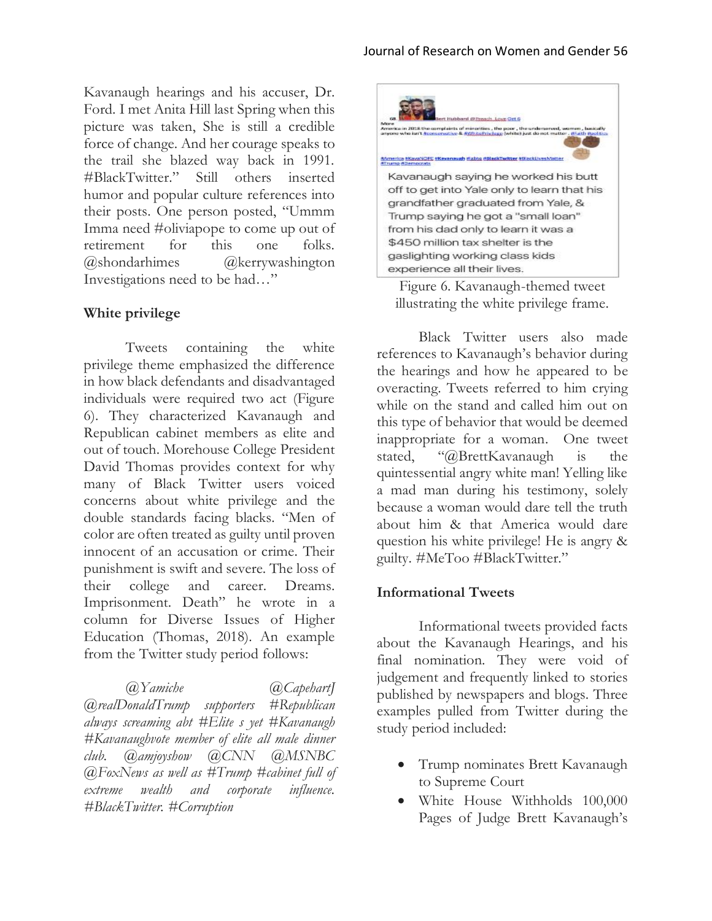Kavanaugh hearings and his accuser, Dr. Ford. I met Anita Hill last Spring when this picture was taken, She is still a credible force of change. And her courage speaks to the trail she blazed way back in 1991. #BlackTwitter." Still others inserted humor and popular culture references into their posts. One person posted, "Ummm Imma need #oliviapope to come up out of retirement for this one folks. @shondarhimes @kerrywashington Investigations need to be had…"

**White privilege**

Tweets containing the white privilege theme emphasized the difference in how black defendants and disadvantaged individuals were required two act (Figure 6). They characterized Kavanaugh and Republican cabinet members as elite and out of touch. Morehouse College President David Thomas provides context for why many of Black Twitter users voiced concerns about white privilege and the double standards facing blacks. "Men of color are often treated as guilty until proven innocent of an accusation or crime. Their punishment is swift and severe. The loss of their college and career. Dreams. Imprisonment. Death" he wrote in a column for Diverse Issues of Higher Education (Thomas, 2018). An example from the Twitter study period follows:

*@Yamiche @CapehartJ @realDonaldTrump supporters #Republican always screaming abt #Elite s yet #Kavanaugh #Kavanaughvote member of elite all male dinner club. @amjoyshow @CNN @MSNBC @FoxNews as well as #Trump #cabinet full of extreme wealth and corporate influence. #BlackTwitter. #Corruption*

Kavanaugh saying he worked his butt off to get into Yale only to learn that his grandfather graduated from Yale, & Trump saying he got a "small loan" from his dad only to learn it was a $450 million tax shelter is the gaslighting working class kids experience all their lives.

Figure 6. Kavanaugh-themed tweet illustrating the white privilege frame.

Black Twitter users also made references to Kavanaugh's behavior during the hearings and how he appeared to be overacting. Tweets referred to him crying while on the stand and called him out on this type of behavior that would be deemed inappropriate for a woman. One tweet stated, "@BrettKavanaugh is the quintessential angry white man! Yelling like a mad man during his testimony, solely because a woman would dare tell the truth about him & that America would dare question his white privilege! He is angry & guilty. #MeToo #BlackTwitter."

**Informational Tweets**

Informational tweets provided facts about the Kavanaugh Hearings, and his final nomination. They were void of judgement and frequently linked to stories published by newspapers and blogs. Three examples pulled from Twitter during the study period included:

- Trump nominates Brett Kavanaugh to Supreme Court
- White House Withholds 100,000 Pages of Judge Brett Kavanaugh's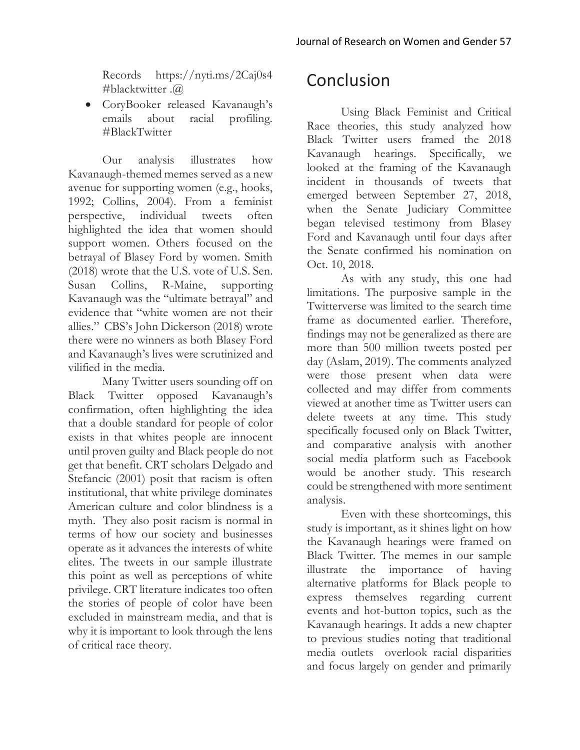Records https://nyti.ms/2Caj0s4 #blacktwitter .@

- CoryBooker released Kavanaugh's emails about racial profiling. #BlackTwitter

Our analysis illustrates how Kavanaugh-themed memes served as a new avenue for supporting women (e.g., hooks, 1992; Collins, 2004). From a feminist perspective, individual tweets often highlighted the idea that women should support women. Others focused on the betrayal of Blasey Ford by women. Smith (2018) wrote that the U.S. vote of U.S. Sen. Susan Collins, R-Maine, supporting Kavanaugh was the "ultimate betrayal" and evidence that "white women are not their allies." CBS's John Dickerson (2018) wrote there were no winners as both Blasey Ford and Kavanaugh's lives were scrutinized and vilified in the media.

Many Twitter users sounding off on Black Twitter opposed Kavanaugh's confirmation, often highlighting the idea that a double standard for people of color exists in that whites people are innocent until proven guilty and Black people do not get that benefit. CRT scholars Delgado and Stefancic (2001) posit that racism is often institutional, that white privilege dominates American culture and color blindness is a myth. They also posit racism is normal in terms of how our society and businesses operate as it advances the interests of white elites. The tweets in our sample illustrate this point as well as perceptions of white privilege. CRT literature indicates too often the stories of people of color have been excluded in mainstream media, and that is why it is important to look through the lens of critical race theory.

# Conclusion

Using Black Feminist and Critical Race theories, this study analyzed how Black Twitter users framed the 2018 Kavanaugh hearings. Specifically, we looked at the framing of the Kavanaugh incident in thousands of tweets that emerged between September 27, 2018, when the Senate Judiciary Committee began televised testimony from Blasey Ford and Kavanaugh until four days after the Senate confirmed his nomination on Oct. 10, 2018.

As with any study, this one had limitations. The purposive sample in the Twitterverse was limited to the search time frame as documented earlier. Therefore, findings may not be generalized as there are more than 500 million tweets posted per day (Aslam, 2019). The comments analyzed were those present when data were collected and may differ from comments viewed at another time as Twitter users can delete tweets at any time. This study specifically focused only on Black Twitter, and comparative analysis with another social media platform such as Facebook would be another study. This research could be strengthened with more sentiment analysis.

Even with these shortcomings, this study is important, as it shines light on how the Kavanaugh hearings were framed on Black Twitter. The memes in our sample illustrate the importance of having alternative platforms for Black people to express themselves regarding current events and hot-button topics, such as the Kavanaugh hearings. It adds a new chapter to previous studies noting that traditional media outlets overlook racial disparities and focus largely on gender and primarily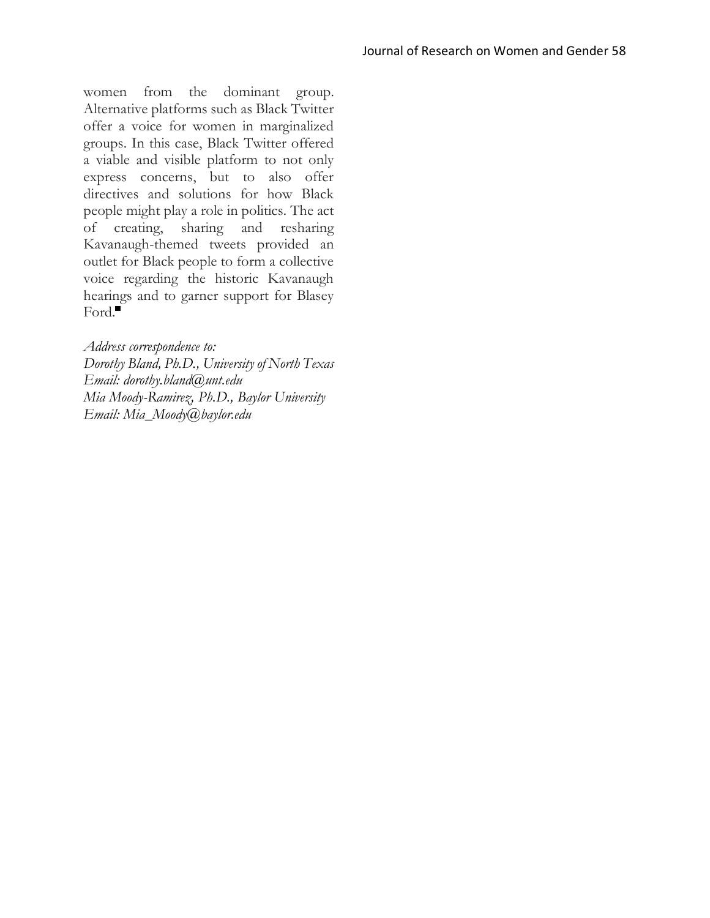women from the dominant group. Alternative platforms such as Black Twitter offer a voice for women in marginalized groups. In this case, Black Twitter offered a viable and visible platform to not only express concerns, but to also offer directives and solutions for how Black people might play a role in politics. The act of creating, sharing and resharing Kavanaugh-themed tweets provided an outlet for Black people to form a collective voice regarding the historic Kavanaugh hearings and to garner support for Blasey Ford.■

*Address correspondence to:*
*Dorothy Bland, Ph.D., University of North Texas*
*Email: dorothy.bland@unt.edu*
*Mia Moody-Ramirez, Ph.D., Baylor University*
*Email: Mia_Moody@baylor.edu*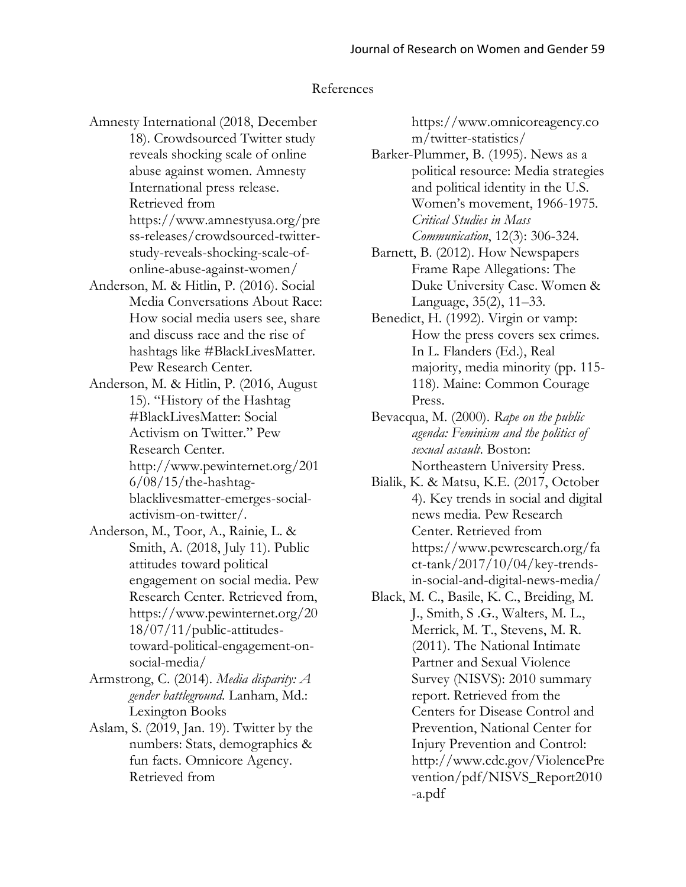## References

Amnesty International (2018, December 18). Crowdsourced Twitter study reveals shocking scale of online abuse against women. Amnesty International press release. Retrieved from https://www.amnestyusa.org/press-releases/crowdsourced-twitter-study-reveals-shocking-scale-of-online-abuse-against-women/

Anderson, M. & Hitlin, P. (2016). Social Media Conversations About Race: How social media users see, share and discuss race and the rise of hashtags like #BlackLivesMatter. Pew Research Center.

Anderson, M. & Hitlin, P. (2016, August 15). "History of the Hashtag #BlackLivesMatter: Social Activism on Twitter." Pew Research Center. http://www.pewinternet.org/2016/08/15/the-hashtag-blacklivesmatter-emerges-social-activism-on-twitter/.

Anderson, M., Toor, A., Rainie, L. & Smith, A. (2018, July 11). Public attitudes toward political engagement on social media. Pew Research Center. Retrieved from, https://www.pewinternet.org/2018/07/11/public-attitudes-toward-political-engagement-on-social-media/

Armstrong, C. (2014). *Media disparity: A gender battleground*. Lanham, Md.: Lexington Books

Aslam, S. (2019, Jan. 19). Twitter by the numbers: Stats, demographics & fun facts. Omnicore Agency. Retrieved from https://www.omnicoreagency.com/twitter-statistics/

Barker-Plummer, B. (1995). News as a political resource: Media strategies and political identity in the U.S. Women's movement, 1966-1975. *Critical Studies in Mass Communication*, 12(3): 306-324.

Barnett, B. (2012). How Newspapers Frame Rape Allegations: The Duke University Case. Women & Language, 35(2), 11–33.

Benedict, H. (1992). Virgin or vamp: How the press covers sex crimes. In L. Flanders (Ed.), Real majority, media minority (pp. 115-118). Maine: Common Courage Press.

Bevacqua, M. (2000). *Rape on the public agenda: Feminism and the politics of sexual assault*. Boston: Northeastern University Press.

Bialik, K. & Matsu, K.E. (2017, October 4). Key trends in social and digital news media. Pew Research Center. Retrieved from https://www.pewresearch.org/fact-tank/2017/10/04/key-trends-in-social-and-digital-news-media/

Black, M. C., Basile, K. C., Breiding, M. J., Smith, S .G., Walters, M. L., Merrick, M. T., Stevens, M. R. (2011). The National Intimate Partner and Sexual Violence Survey (NISVS): 2010 summary report. Retrieved from the Centers for Disease Control and Prevention, National Center for Injury Prevention and Control: http://www.cdc.gov/ViolencePrevention/pdf/NISVS_Report2010-a.pdf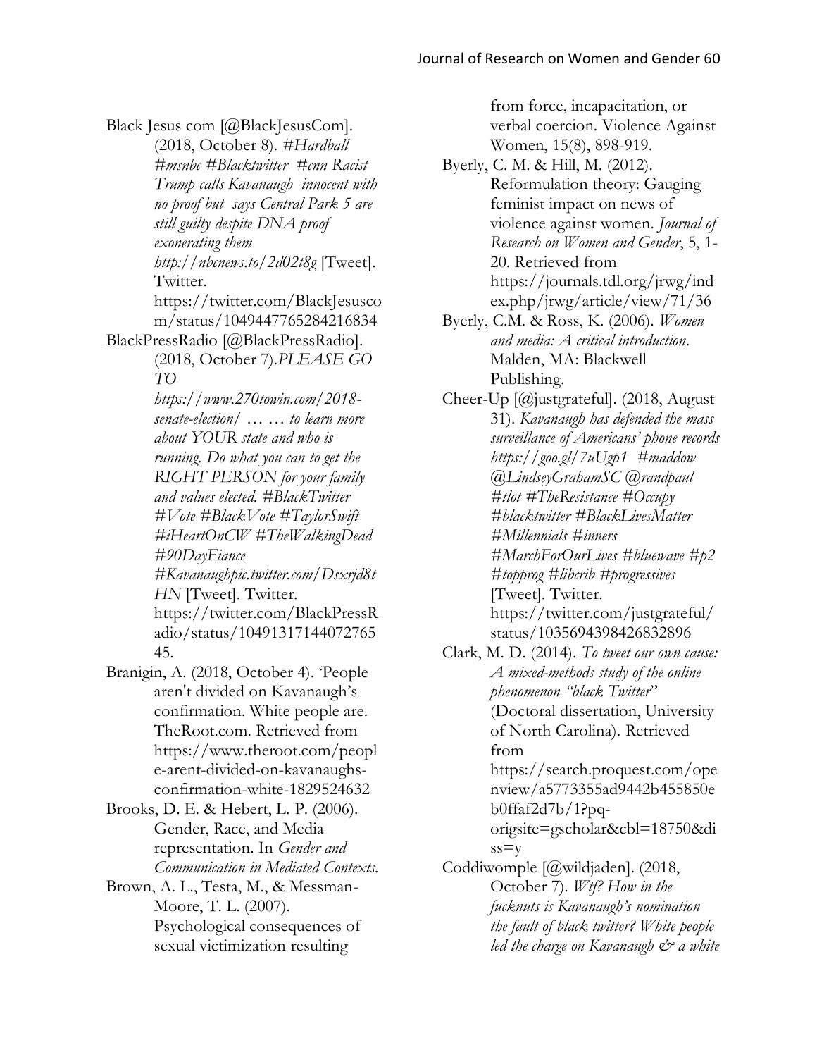Black Jesus com [@BlackJesusCom]. (2018, October 8). *#Hardball #msnbc #Blacktwitter #cnn Racist Trump calls Kavanaugh innocent with no proof but says Central Park 5 are still guilty despite DNA proof exonerating them http://nbcnews.to/2d02t8g* [Tweet]. Twitter. https://twitter.com/BlackJesusco m/status/1049447765284216834

BlackPressRadio [@BlackPressRadio]. (2018, October 7).*PLEASE GO TO https://www.270towin.com/2018-senate-election/ … … to learn more about YOUR state and who is running. Do what you can to get the RIGHT PERSON for your family and values elected. #BlackTwitter #Vote #BlackVote #TaylorSwift #iHeartOnCW #TheWalkingDead #90DayFiance #Kavanaughpic.twitter.com/Dsxrjd8tHN* [Tweet]. Twitter. https://twitter.com/BlackPressRadio/status/1049131714407276545.

Branigin, A. (2018, October 4). 'People aren't divided on Kavanaugh's confirmation. White people are. TheRoot.com. Retrieved from https://www.theroot.com/people-arent-divided-on-kavanaughs-confirmation-white-1829524632

Brooks, D. E. & Hebert, L. P. (2006). Gender, Race, and Media representation. In *Gender and Communication in Mediated Contexts.*

Brown, A. L., Testa, M., & Messman-Moore, T. L. (2007). Psychological consequences of sexual victimization resulting from force, incapacitation, or verbal coercion. Violence Against Women, 15(8), 898-919.

Byerly, C. M. & Hill, M. (2012). Reformulation theory: Gauging feminist impact on news of violence against women. *Journal of Research on Women and Gender*, 5, 1-20. Retrieved from https://journals.tdl.org/jrwg/index.php/jrwg/article/view/71/36

Byerly, C.M. & Ross, K. (2006). *Women and media: A critical introduction*. Malden, MA: Blackwell Publishing.

Cheer-Up [@justgrateful]. (2018, August 31). *Kavanaugh has defended the mass surveillance of Americans' phone records https://goo.gl/7uUgp1 #maddow @LindseyGrahamSC @randpaul #tlot #TheResistance #Occupy #blacktwitter #BlackLivesMatter #Millennials #inners #MarchForOurLives #bluewave #p2 #topprog #libcrib #progressives* [Tweet]. Twitter. https://twitter.com/justgrateful/status/1035694398426832896

Clark, M. D. (2014). *To tweet our own cause: A mixed-methods study of the online phenomenon "black Twitter"* (Doctoral dissertation, University of North Carolina). Retrieved from https://search.proquest.com/openview/a5773355ad9442b455850eb0ffaf2d7b/1?pq-origsite=gscholar&cbl=18750&diss=y

Coddiwomple [@wildjaden]. (2018, October 7). *Wtf? How in the fucknuts is Kavanaugh's nomination the fault of black twitter? White people led the charge on Kavanaugh & a white*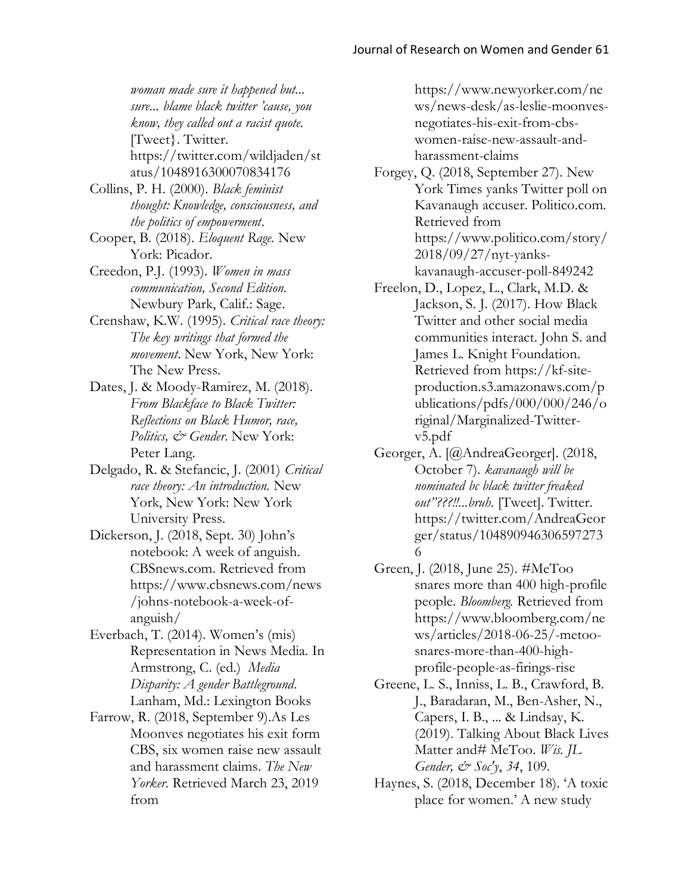*woman made sure it happened but... sure... blame black twitter 'cause, you know, they called out a racist quote.* [Tweet}. Twitter. https://twitter.com/wildjaden/status/1048916300070834176

Collins, P. H. (2000). *Black feminist thought: Knowledge, consciousness, and the politics of empowerment*.

Cooper, B. (2018). *Eloquent Rage.* New York: Picador.

Creedon, P.J. (1993). *Women in mass communication, Second Edition.* Newbury Park, Calif.: Sage.

Crenshaw, K.W. (1995). *Critical race theory: The key writings that formed the movement*. New York, New York: The New Press.

Dates, J. & Moody-Ramirez, M. (2018). *From Blackface to Black Twitter: Reflections on Black Humor, race, Politics, & Gender*. New York: Peter Lang.

Delgado, R. & Stefancic, J. (2001) *Critical race theory: An introduction.* New York, New York: New York University Press.

Dickerson, J. (2018, Sept. 30) John's notebook: A week of anguish. CBSnews.com. Retrieved from https://www.cbsnews.com/news/johns-notebook-a-week-of-anguish/

Everbach, T. (2014). Women's (mis) Representation in News Media. In Armstrong, C. (ed.) *Media Disparity: A gender Battleground*. Lanham, Md.: Lexington Books

Farrow, R. (2018, September 9).As Les Moonves negotiates his exit form CBS, six women raise new assault and harassment claims. *The New Yorker*. Retrieved March 23, 2019 from https://www.newyorker.com/news/news-desk/as-leslie-moonves-negotiates-his-exit-from-cbs-women-raise-new-assault-and-harassment-claims

Forgey, Q. (2018, September 27). New York Times yanks Twitter poll on Kavanaugh accuser. Politico.com. Retrieved from https://www.politico.com/story/2018/09/27/nyt-yanks-kavanaugh-accuser-poll-849242

Freelon, D., Lopez, L., Clark, M.D. & Jackson, S. J. (2017). How Black Twitter and other social media communities interact. John S. and James L. Knight Foundation. Retrieved from https://kf-site-production.s3.amazonaws.com/publications/pdfs/000/000/246/original/Marginalized-Twitter-v5.pdf

Georger, A. [@AndreaGeorger]. (2018, October 7). *kavanaugh will be nominated bc black twitter freaked out"???!!...bruh.* [Tweet]. Twitter. https://twitter.com/AndreaGeorger/status/1048909463065972736

Green, J. (2018, June 25). #MeToo snares more than 400 high-profile people. *Bloomberg.* Retrieved from https://www.bloomberg.com/news/articles/2018-06-25/-metoo-snares-more-than-400-high-profile-people-as-firings-rise

Greene, L. S., Inniss, L. B., Crawford, B. J., Baradaran, M., Ben-Asher, N., Capers, I. B., ... & Lindsay, K. (2019). Talking About Black Lives Matter and# MeToo. *Wis. JL Gender, & Soc'y*, *34*, 109.

Haynes, S. (2018, December 18). 'A toxic place for women.' A new study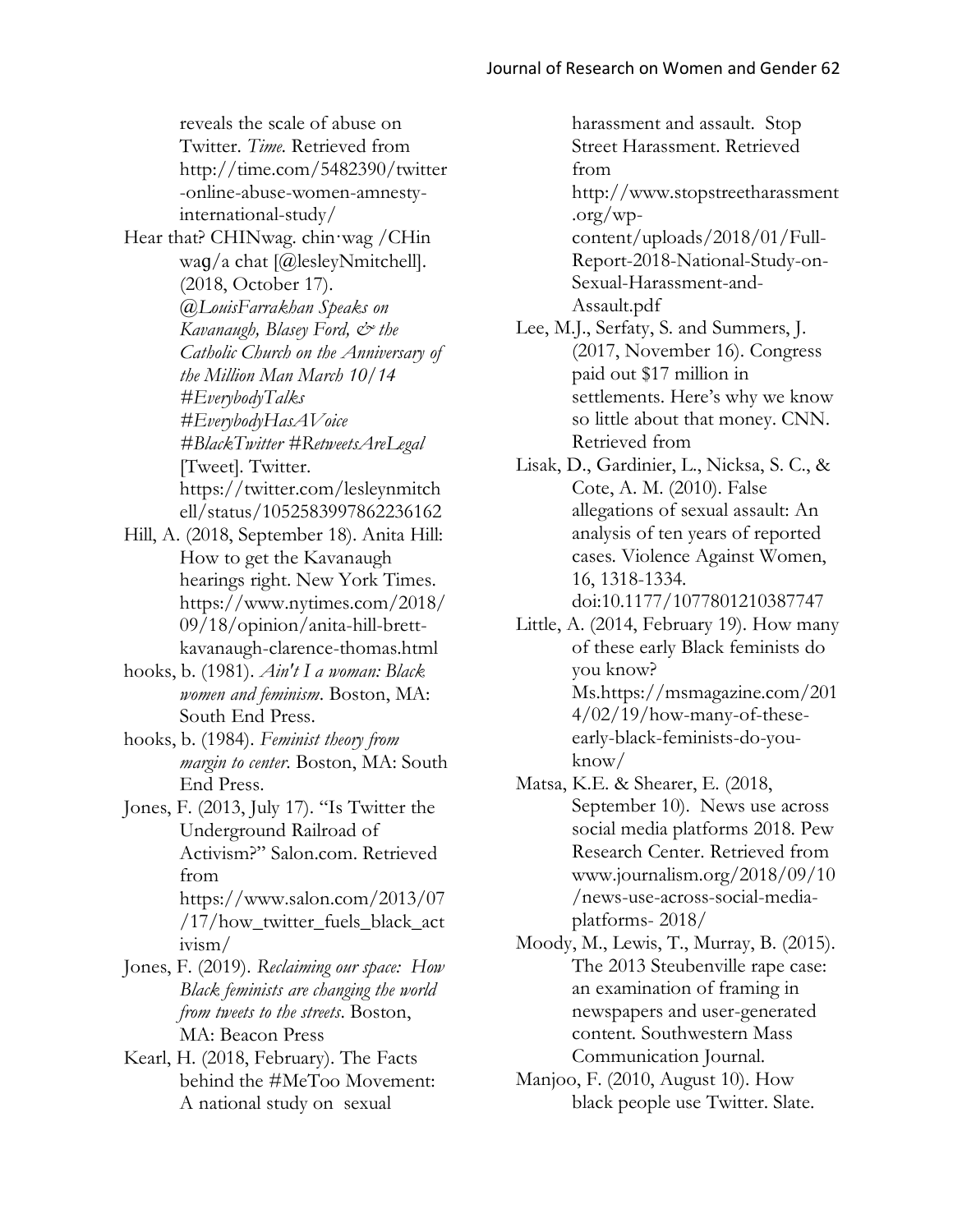reveals the scale of abuse on Twitter. *Time*. Retrieved from http://time.com/5482390/twitter-online-abuse-women-amnesty-international-study/

Hear that? CHINwag. chin·wag /CHin waɡ/a chat [@lesleyNmitchell]. (2018, October 17). *@LouisFarrakhan Speaks on Kavanaugh, Blasey Ford, & the Catholic Church on the Anniversary of the Million Man March 10/14 #EverybodyTalks #EverybodyHasAVoice #BlackTwitter #RetweetsAreLegal* [Tweet]. Twitter. https://twitter.com/lesleynmitchell/status/1052583997862236162

Hill, A. (2018, September 18). Anita Hill: How to get the Kavanaugh hearings right. New York Times. https://www.nytimes.com/2018/09/18/opinion/anita-hill-brett-kavanaugh-clarence-thomas.html

hooks, b. (1981). *Ain't I a woman: Black women and feminism*. Boston, MA: South End Press.

hooks, b. (1984). *Feminist theory from margin to center*. Boston, MA: South End Press.

Jones, F. (2013, July 17). "Is Twitter the Underground Railroad of Activism?" Salon.com. Retrieved from https://www.salon.com/2013/07/17/how_twitter_fuels_black_activism/

Jones, F. (2019). *Reclaiming our space: How Black feminists are changing the world from tweets to the streets*. Boston, MA: Beacon Press

Kearl, H. (2018, February). The Facts behind the #MeToo Movement: A national study on sexual harassment and assault. Stop Street Harassment. Retrieved from http://www.stopstreetharassment.org/wp-content/uploads/2018/01/Full-Report-2018-National-Study-on-Sexual-Harassment-and-Assault.pdf

Lee, M.J., Serfaty, S. and Summers, J. (2017, November 16). Congress paid out $17 million in settlements. Here's why we know so little about that money. CNN. Retrieved from

Lisak, D., Gardinier, L., Nicksa, S. C., & Cote, A. M. (2010). False allegations of sexual assault: An analysis of ten years of reported cases. Violence Against Women, 16, 1318-1334. doi:10.1177/1077801210387747

Little, A. (2014, February 19). How many of these early Black feminists do you know? Ms.https://msmagazine.com/2014/02/19/how-many-of-these-early-black-feminists-do-you-know/

Matsa, K.E. & Shearer, E. (2018, September 10). News use across social media platforms 2018. Pew Research Center. Retrieved from www.journalism.org/2018/09/10/news-use-across-social-media-platforms- 2018/

Moody, M., Lewis, T., Murray, B. (2015). The 2013 Steubenville rape case: an examination of framing in newspapers and user-generated content. Southwestern Mass Communication Journal.

Manjoo, F. (2010, August 10). How black people use Twitter. Slate.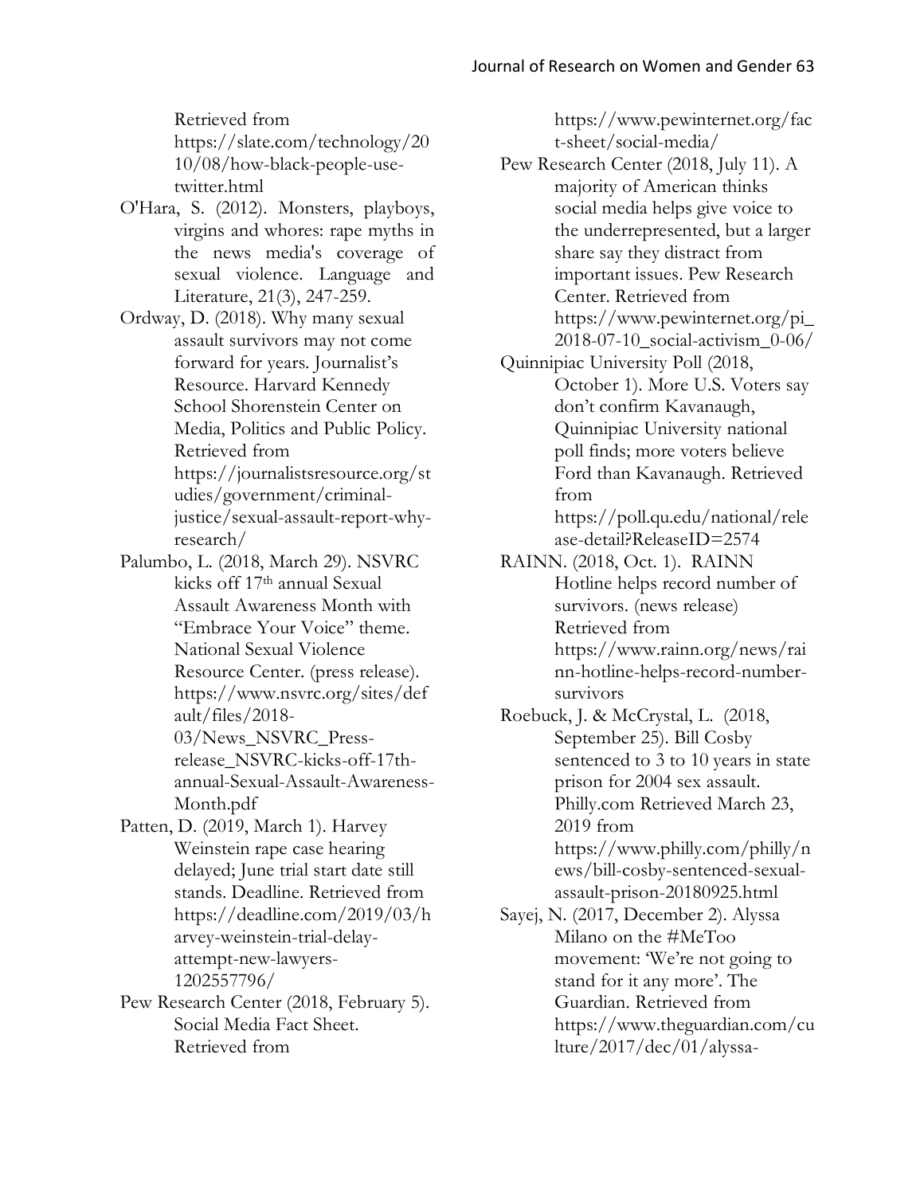Retrieved from https://slate.com/technology/2010/08/how-black-people-use-twitter.html

O'Hara, S. (2012). Monsters, playboys, virgins and whores: rape myths in the news media's coverage of sexual violence. Language and Literature, 21(3), 247-259.

Ordway, D. (2018). Why many sexual assault survivors may not come forward for years. Journalist's Resource. Harvard Kennedy School Shorenstein Center on Media, Politics and Public Policy. Retrieved from https://journalistsresource.org/studies/government/criminal-justice/sexual-assault-report-why-research/

Palumbo, L. (2018, March 29). NSVRC kicks off 17th annual Sexual Assault Awareness Month with "Embrace Your Voice" theme. National Sexual Violence Resource Center. (press release). https://www.nsvrc.org/sites/default/files/2018-03/News_NSVRC_Press-release_NSVRC-kicks-off-17th-annual-Sexual-Assault-Awareness-Month.pdf

Patten, D. (2019, March 1). Harvey Weinstein rape case hearing delayed; June trial start date still stands. Deadline. Retrieved from https://deadline.com/2019/03/harvey-weinstein-trial-delay-attempt-new-lawyers-1202557796/

Pew Research Center (2018, February 5). Social Media Fact Sheet. Retrieved from https://www.pewinternet.org/fact-sheet/social-media/

Pew Research Center (2018, July 11). A majority of American thinks social media helps give voice to the underrepresented, but a larger share say they distract from important issues. Pew Research Center. Retrieved from https://www.pewinternet.org/pi_2018-07-10_social-activism_0-06/

Quinnipiac University Poll (2018, October 1). More U.S. Voters say don't confirm Kavanaugh, Quinnipiac University national poll finds; more voters believe Ford than Kavanaugh. Retrieved from https://poll.qu.edu/national/release-detail?ReleaseID=2574

RAINN. (2018, Oct. 1). RAINN Hotline helps record number of survivors. (news release) Retrieved from https://www.rainn.org/news/rainn-hotline-helps-record-number-survivors

Roebuck, J. & McCrystal, L. (2018, September 25). Bill Cosby sentenced to 3 to 10 years in state prison for 2004 sex assault. Philly.com Retrieved March 23, 2019 from https://www.philly.com/philly/news/bill-cosby-sentenced-sexual-assault-prison-20180925.html

Sayej, N. (2017, December 2). Alyssa Milano on the #MeToo movement: 'We're not going to stand for it any more'. The Guardian. Retrieved from https://www.theguardian.com/culture/2017/dec/01/alyssa-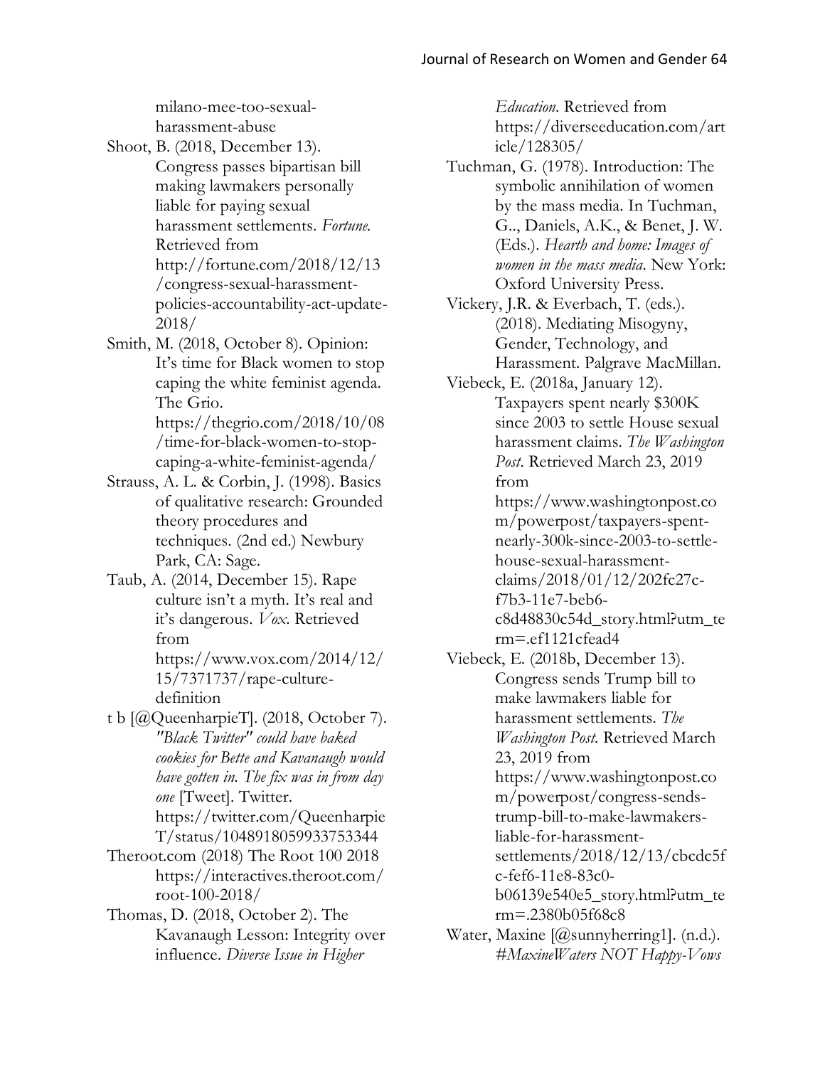milano-mee-too-sexual-harassment-abuse

Shoot, B. (2018, December 13). Congress passes bipartisan bill making lawmakers personally liable for paying sexual harassment settlements. *Fortune.* Retrieved from http://fortune.com/2018/12/13/congress-sexual-harassment-policies-accountability-act-update-2018/

Smith, M. (2018, October 8). Opinion: It's time for Black women to stop caping the white feminist agenda. The Grio. https://thegrio.com/2018/10/08/time-for-black-women-to-stop-caping-a-white-feminist-agenda/

Strauss, A. L. & Corbin, J. (1998). Basics of qualitative research: Grounded theory procedures and techniques. (2nd ed.) Newbury Park, CA: Sage.

Taub, A. (2014, December 15). Rape culture isn't a myth. It's real and it's dangerous. *Vox*. Retrieved from https://www.vox.com/2014/12/15/7371737/rape-culture-definition

t b [@QueenharpieT]. (2018, October 7). *"Black Twitter" could have baked cookies for Bette and Kavanaugh would have gotten in. The fix was in from day one* [Tweet]. Twitter. https://twitter.com/QueenharpieT/status/1048918059933753344

Theroot.com (2018) The Root 100 2018 https://interactives.theroot.com/root-100-2018/

Thomas, D. (2018, October 2). The Kavanaugh Lesson: Integrity over influence. *Diverse Issue in Higher Education*. Retrieved from https://diverseeducation.com/article/128305/

Tuchman, G. (1978). Introduction: The symbolic annihilation of women by the mass media. In Tuchman, G.., Daniels, A.K., & Benet, J. W. (Eds.). *Hearth and home: Images of women in the mass media*. New York: Oxford University Press.

Vickery, J.R. & Everbach, T. (eds.). (2018). Mediating Misogyny, Gender, Technology, and Harassment. Palgrave MacMillan.

Viebeck, E. (2018a, January 12). Taxpayers spent nearly $300K since 2003 to settle House sexual harassment claims. *The Washington Post*. Retrieved March 23, 2019 from https://www.washingtonpost.com/powerpost/taxpayers-spent-nearly-300k-since-2003-to-settle-house-sexual-harassment-claims/2018/01/12/202fc27c-f7b3-11e7-beb6-c8d48830c54d_story.html?utm_term=.ef1121cfead4

Viebeck, E. (2018b, December 13). Congress sends Trump bill to make lawmakers liable for harassment settlements. *The Washington Post*. Retrieved March 23, 2019 from https://www.washingtonpost.com/powerpost/congress-sends-trump-bill-to-make-lawmakers-liable-for-harassment-settlements/2018/12/13/cbcdc5fc-fef6-11e8-83c0-b06139e540e5_story.html?utm_term=.2380b05f68c8

Water, Maxine [@sunnyherring1]. (n.d.). *#MaxineWaters NOT Happy-Vows*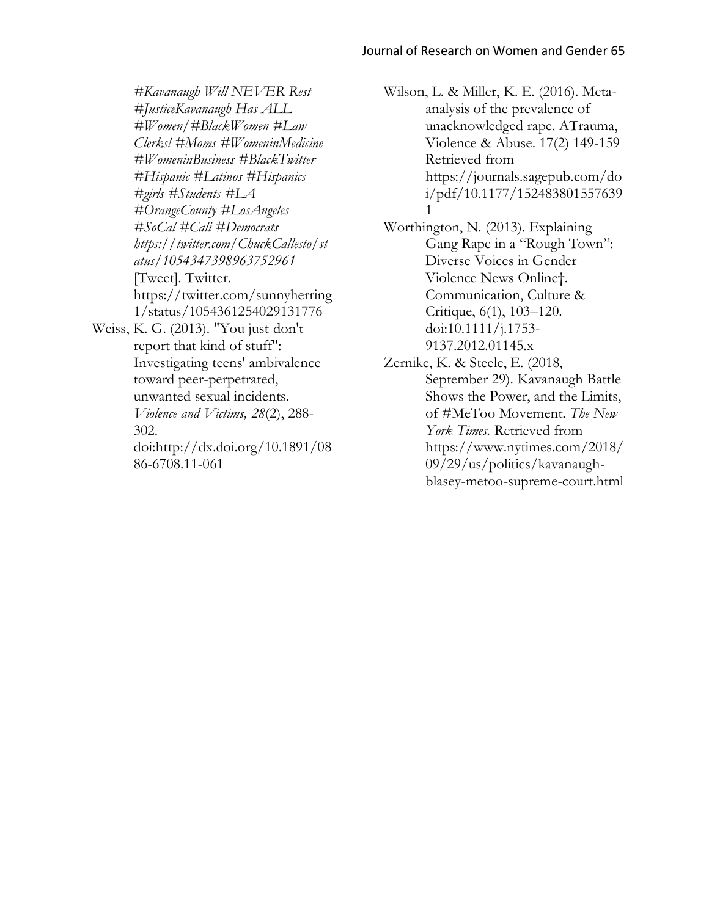*#Kavanaugh Will NEVER Rest #JusticeKavanaugh Has ALL #Women/#BlackWomen #Law Clerks! #Moms #WomeninMedicine #WomeninBusiness #BlackTwitter #Hispanic #Latinos #Hispanics #girls #Students #LA #OrangeCounty #LosAngeles #SoCal #Cali #Democrats https://twitter.com/ChuckCallesto/status/1054347398963752961* [Tweet]. Twitter. https://twitter.com/sunnyherring1/status/1054361254029131776

Weiss, K. G. (2013). "You just don't report that kind of stuff": Investigating teens' ambivalence toward peer-perpetrated, unwanted sexual incidents. *Violence and Victims, 28*(2), 288-302. doi:http://dx.doi.org/10.1891/0886-6708.11-061

Wilson, L. & Miller, K. E. (2016). Meta-analysis of the prevalence of unacknowledged rape. ATrauma, Violence & Abuse. 17(2) 149-159 Retrieved from https://journals.sagepub.com/doi/pdf/10.1177/1524838015576391

Worthington, N. (2013). Explaining Gang Rape in a "Rough Town": Diverse Voices in Gender Violence News Online†. Communication, Culture & Critique, 6(1), 103–120. doi:10.1111/j.1753-9137.2012.01145.x

Zernike, K. & Steele, E. (2018, September 29). Kavanaugh Battle Shows the Power, and the Limits, of #MeToo Movement. *The New York Times.* Retrieved from https://www.nytimes.com/2018/09/29/us/politics/kavanaugh-blasey-metoo-supreme-court.html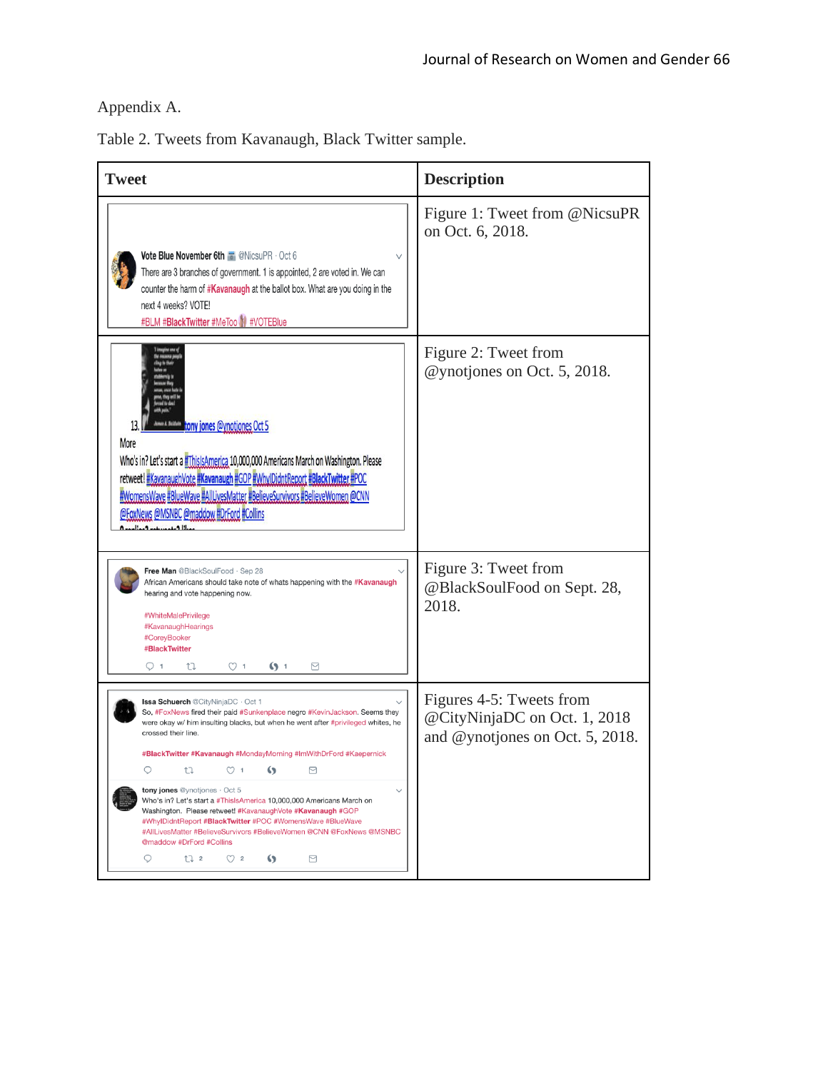Appendix A.

Table 2. Tweets from Kavanaugh, Black Twitter sample.

| Tweet | Description |
| --- | --- |
| Vote Blue November 6th @NicsuPR · Oct 6<br>There are 3 branches of government. 1 is appointed, 2 are voted in. We can counter the harm of #Kavanaugh at the ballot box. What are you doing in the next 4 weeks? VOTE!<br>#BLM #BlackTwitter #MeToo #VOTEBlue | Figure 1: Tweet from @NicsuPR on Oct. 6, 2018. |
| 13. tony jones @ynotjones Oct 5<br>More<br>Who's in? Let's start a #ThisIsAmerica 10,000,000 Americans March on Washington. Please retweet! #KavanaughVote #Kavanaugh #GOP #WhyIDidntReport #BlackTwitter #POC #WomensWave #BlueWave #AllLivesMatter #BelieveSurvivors #BelieveWomen @CNN @FoxNews @MSNBC @maddow #DrFord #Collins | Figure 2: Tweet from @ynotjones on Oct. 5, 2018. |
| Free Man @BlackSoulFood · Sep 28<br>African Americans should take note of whats happening with the #Kavanaugh hearing and vote happening now.<br>#WhiteMalePrivilege<br>#KavanaughHearings<br>#CoreyBooker<br>#BlackTwitter | Figure 3: Tweet from @BlackSoulFood on Sept. 28, 2018. |
| Issa Schuerch @CityNinjaDC · Oct 1<br>So, #FoxNews fired their paid #Sunkenplace negro #KevinJackson. Seems they were okay w/ him insulting blacks, but when he went after #privileged whites, he crossed their line.<br>#BlackTwitter #Kavanaugh #MondayMorning #ImWithDrFord #Kaepernick<br><br>tony jones @ynotjones · Oct 5<br>Who's in? Let's start a #ThisIsAmerica 10,000,000 Americans March on Washington. Please retweet! #KavanaughVote #Kavanaugh #GOP #WhyIDidntReport #BlackTwitter #POC #WomensWave #BlueWave #AllLivesMatter #BelieveSurvivors #BelieveWomen @CNN @FoxNews @MSNBC @maddow #DrFord #Collins | Figures 4-5: Tweets from @CityNinjaDC on Oct. 1, 2018 and @ynotjones on Oct. 5, 2018. |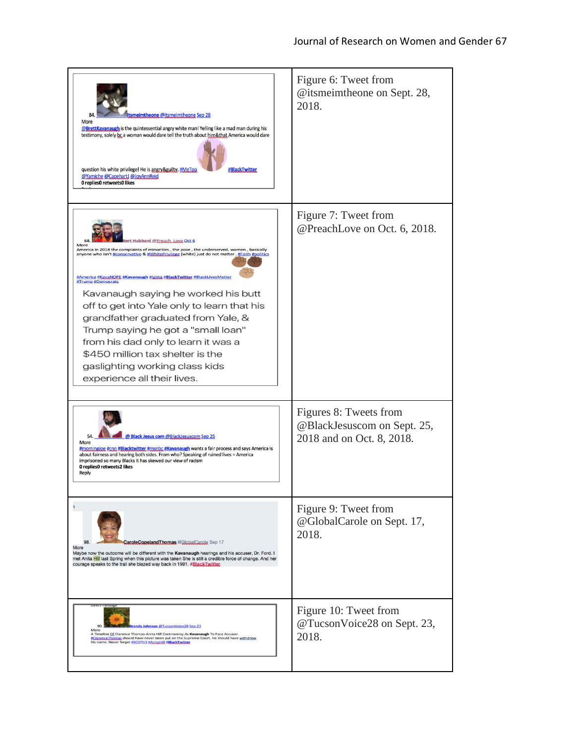| | |
|---|---|
| 84. itsmeimtheone @itsmeimtheone Sep 28 More @BrettKavanaugh is the quintessential angry white man! Yelling like a mad man during his testimony, solely bc a woman would dare tell the truth about him&that America would dare question his white privilege! He is angry&guilty. #MeToo #BlackTwitter @Yamiche @CapehartJ @JoyAnnReid 0 replies0 retweets0 likes | Figure 6: Tweet from @itsmeimtheone on Sept. 28, 2018. |
| 68. Bert Hubbard @Preach_Love Oct 6 More America in 2018 the complaints of minorities , the poor , the underserved, women , basically anyone who isn't #conservative & #WhitePrivilege (white) just do not matter . #Faith #politics #America #KavaNOPE #Kavanaugh #lgbtq #BlackTwitter #BlackLivesMatter #Trump #Democrats Kavanaugh saying he worked his butt off to get into Yale only to learn that his grandfather graduated from Yale, & Trump saying he got a "small loan" from his dad only to learn it was a $450 million tax shelter is the gaslighting working class kids experience all their lives. | Figure 7: Tweet from @PreachLove on Oct. 6, 2018. |
| 54. @ Black Jesus com @BlackJesuscom Sep 25 More #morningjoe #cnn #Blacktwitter #msnbc #Kavanaugh wants a fair process and says America is about fairness and hearing both sides. From who? Speaking of ruined lives = America imprisoned so many Blacks it has skewed our view of racism 0 replies0 retweets2 likes Reply | Figures 8: Tweets from @BlackJesuscom on Sept. 25, 2018 and on Oct. 8, 2018. |
| 98. CaroleCopelandThomas @GlobalCarole Sep 17 More Maybe now the outcome will be different with the Kavanaugh hearings and his accuser, Dr. Ford. I met Anita Hill last Spring when this picture was taken She is still a credible force of change. And her courage speaks to the trail she blazed way back in 1991. #BlackTwitter | Figure 9: Tweet from @GlobalCarole on Sept. 17, 2018. |
| 90. Brenda Johnson @TucsonVoice28 Sep 23 More A Timeline Of Clarence Thomas-Anita Hill Controversy As Kavanaugh To Face Accuser. #ClarenceThomas should have never been put on the Supreme Court. He should have withdrew his name. Never forget #SCOTUS #AnitaHill #BlackTwitter | Figure 10: Tweet from @TucsonVoice28 on Sept. 23, 2018. |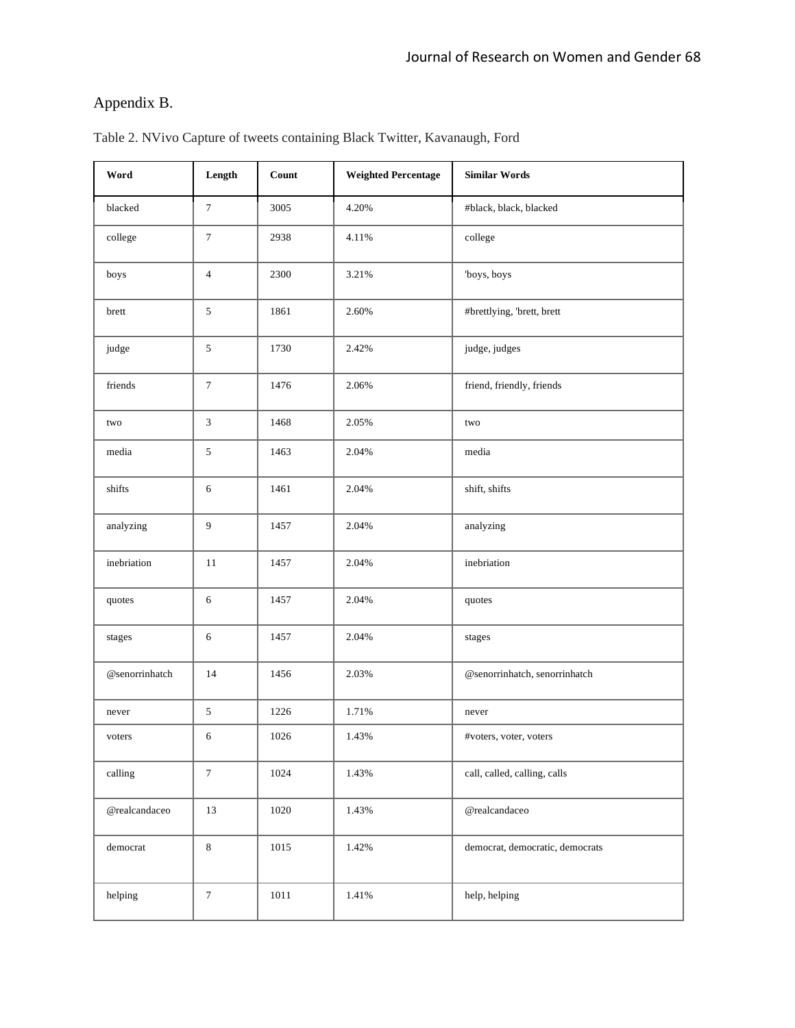## Appendix B.

Table 2. NVivo Capture of tweets containing Black Twitter, Kavanaugh, Ford

| Word | Length | Count | Weighted Percentage | Similar Words |
|---|---|---|---|---|
| blacked | 7 | 3005 | 4.20% | #black, black, blacked |
| college | 7 | 2938 | 4.11% | college |
| boys | 4 | 2300 | 3.21% | 'boys, boys |
| brett | 5 | 1861 | 2.60% | #brettlying, 'brett, brett |
| judge | 5 | 1730 | 2.42% | judge, judges |
| friends | 7 | 1476 | 2.06% | friend, friendly, friends |
| two | 3 | 1468 | 2.05% | two |
| media | 5 | 1463 | 2.04% | media |
| shifts | 6 | 1461 | 2.04% | shift, shifts |
| analyzing | 9 | 1457 | 2.04% | analyzing |
| inebriation | 11 | 1457 | 2.04% | inebriation |
| quotes | 6 | 1457 | 2.04% | quotes |
| stages | 6 | 1457 | 2.04% | stages |
| @senorrinhatch | 14 | 1456 | 2.03% | @senorrinhatch, senorrinhatch |
| never | 5 | 1226 | 1.71% | never |
| voters | 6 | 1026 | 1.43% | #voters, voter, voters |
| calling | 7 | 1024 | 1.43% | call, called, calling, calls |
| @realcandaceo | 13 | 1020 | 1.43% | @realcandaceo |
| democrat | 8 | 1015 | 1.42% | democrat, democratic, democrats |
| helping | 7 | 1011 | 1.41% | help, helping |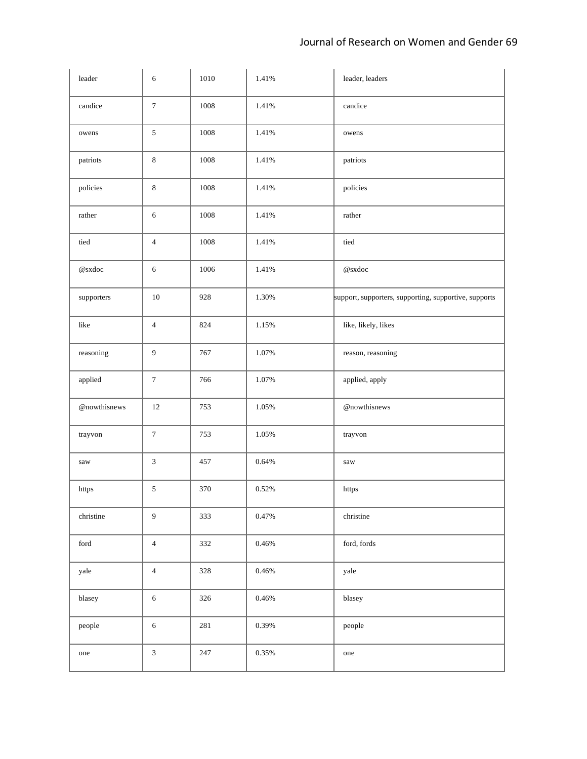| | | | | |
|---|---|---|---|---|
| leader | 6 | 1010 | 1.41% | leader, leaders |
| candice | 7 | 1008 | 1.41% | candice |
| owens | 5 | 1008 | 1.41% | owens |
| patriots | 8 | 1008 | 1.41% | patriots |
| policies | 8 | 1008 | 1.41% | policies |
| rather | 6 | 1008 | 1.41% | rather |
| tied | 4 | 1008 | 1.41% | tied |
| @sxdoc | 6 | 1006 | 1.41% | @sxdoc |
| supporters | 10 | 928 | 1.30% | support, supporters, supporting, supportive, supports |
| like | 4 | 824 | 1.15% | like, likely, likes |
| reasoning | 9 | 767 | 1.07% | reason, reasoning |
| applied | 7 | 766 | 1.07% | applied, apply |
| @nowthisnews | 12 | 753 | 1.05% | @nowthisnews |
| trayvon | 7 | 753 | 1.05% | trayvon |
| saw | 3 | 457 | 0.64% | saw |
| https | 5 | 370 | 0.52% | https |
| christine | 9 | 333 | 0.47% | christine |
| ford | 4 | 332 | 0.46% | ford, fords |
| yale | 4 | 328 | 0.46% | yale |
| blasey | 6 | 326 | 0.46% | blasey |
| people | 6 | 281 | 0.39% | people |
| one | 3 | 247 | 0.35% | one |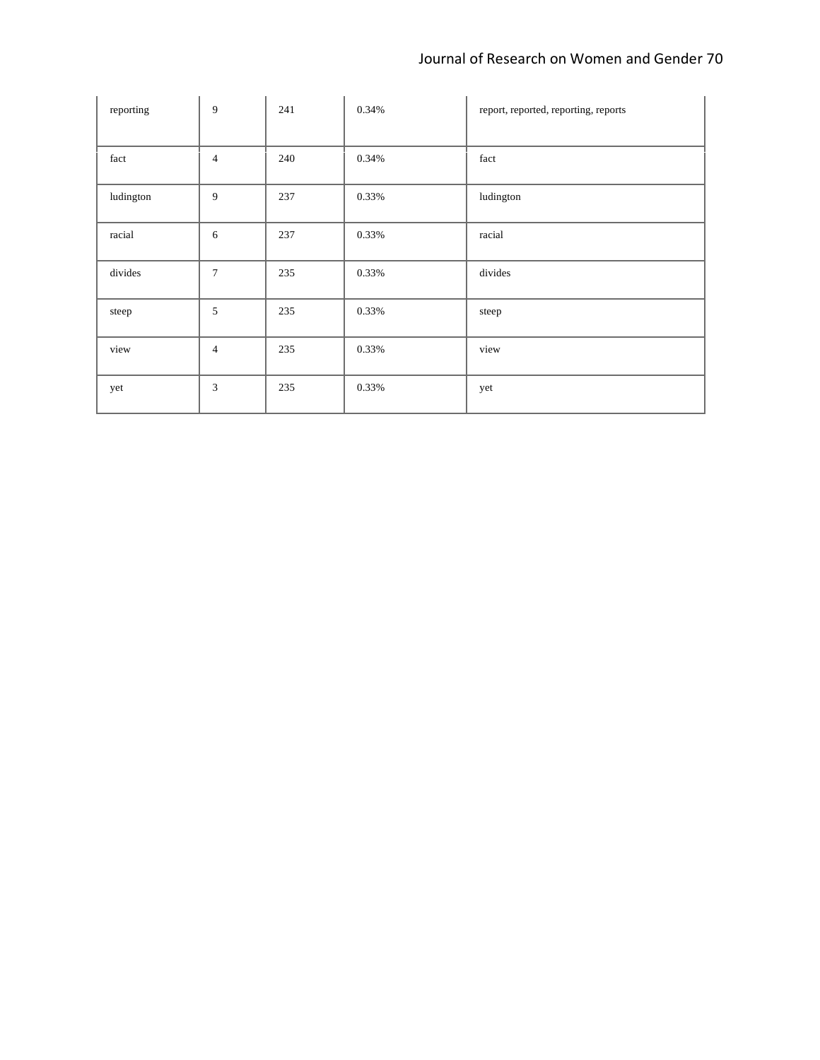| | | | | |
|---|---|---|---|---|
| reporting | 9 | 241 | 0.34% | report, reported, reporting, reports |
| fact | 4 | 240 | 0.34% | fact |
| ludington | 9 | 237 | 0.33% | ludington |
| racial | 6 | 237 | 0.33% | racial |
| divides | 7 | 235 | 0.33% | divides |
| steep | 5 | 235 | 0.33% | steep |
| view | 4 | 235 | 0.33% | view |
| yet | 3 | 235 | 0.33% | yet |